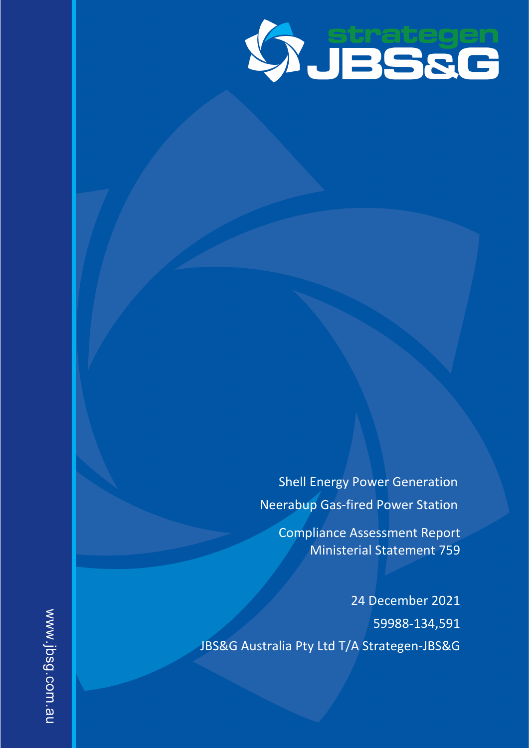strategen JBS&G

Shell Energy Power Generation

Neerabup Gas-fired Power Station

Compliance Assessment Report

Ministerial Statement 759

24 December 2021

59988-134,591

JBS&G Australia Pty Ltd T/A Strategen-JBS&G

www.jbsg.com.au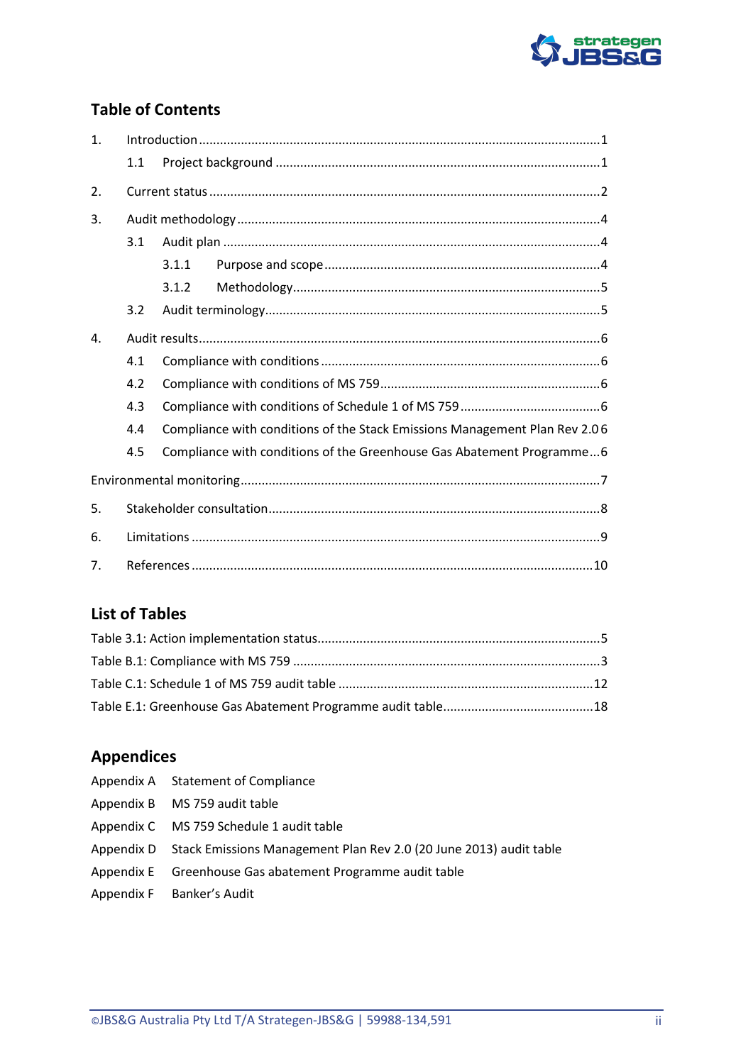## Table of Contents

| | | |
|---|---|---|
| 1. | Introduction | 1 |
| | 1.1 Project background | 1 |
| 2. | Current status | 2 |
| 3. | Audit methodology | 4 |
| | 3.1 Audit plan | 4 |
| | 3.1.1 Purpose and scope | 4 |
| | 3.1.2 Methodology | 5 |
| | 3.2 Audit terminology | 5 |
| 4. | Audit results | 6 |
| | 4.1 Compliance with conditions | 6 |
| | 4.2 Compliance with conditions of MS 759 | 6 |
| | 4.3 Compliance with conditions of Schedule 1 of MS 759 | 6 |
| | 4.4 Compliance with conditions of the Stack Emissions Management Plan Rev 2.0 | 6 |
| | 4.5 Compliance with conditions of the Greenhouse Gas Abatement Programme | 6 |
| | Environmental monitoring | 7 |
| 5. | Stakeholder consultation | 8 |
| 6. | Limitations | 9 |
| 7. | References | 10 |

## List of Tables

| | |
|---|---|
| Table 3.1: Action implementation status | 5 |
| Table B.1: Compliance with MS 759 | 3 |
| Table C.1: Schedule 1 of MS 759 audit table | 12 |
| Table E.1: Greenhouse Gas Abatement Programme audit table | 18 |

## Appendices

| | |
|---|---|
| Appendix A | Statement of Compliance |
| Appendix B | MS 759 audit table |
| Appendix C | MS 759 Schedule 1 audit table |
| Appendix D | Stack Emissions Management Plan Rev 2.0 (20 June 2013) audit table |
| Appendix E | Greenhouse Gas abatement Programme audit table |
| Appendix F | Banker's Audit |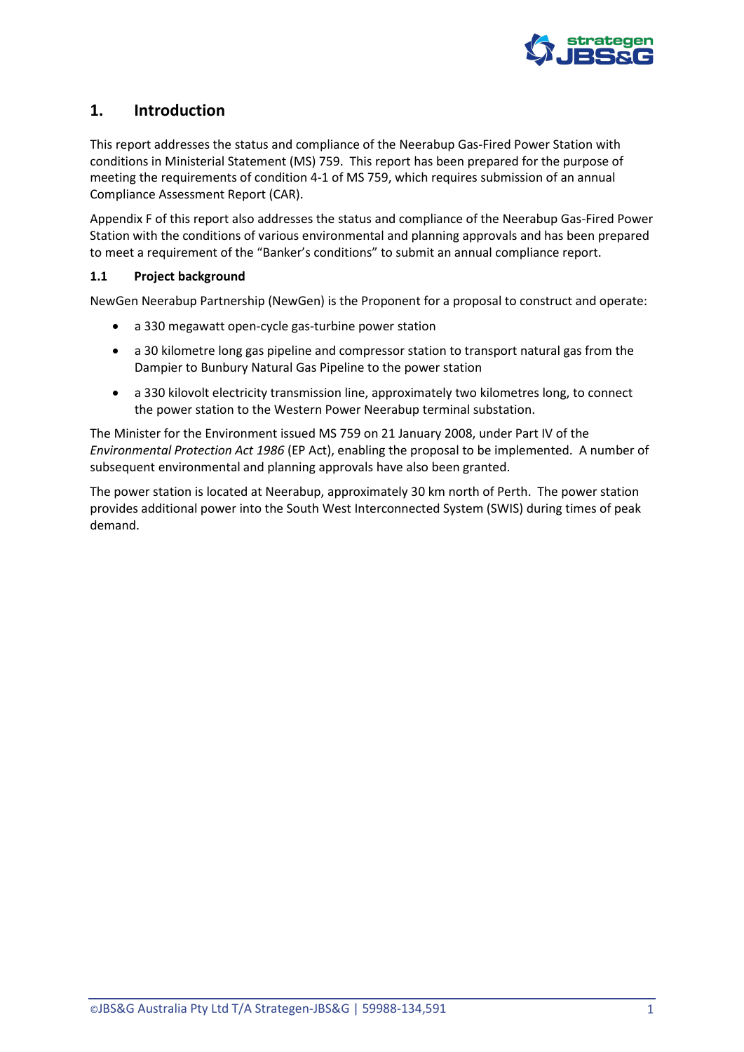# 1. Introduction

This report addresses the status and compliance of the Neerabup Gas-Fired Power Station with conditions in Ministerial Statement (MS) 759. This report has been prepared for the purpose of meeting the requirements of condition 4-1 of MS 759, which requires submission of an annual Compliance Assessment Report (CAR).

Appendix F of this report also addresses the status and compliance of the Neerabup Gas-Fired Power Station with the conditions of various environmental and planning approvals and has been prepared to meet a requirement of the "Banker's conditions" to submit an annual compliance report.

## 1.1 Project background

NewGen Neerabup Partnership (NewGen) is the Proponent for a proposal to construct and operate:

- a 330 megawatt open-cycle gas-turbine power station
- a 30 kilometre long gas pipeline and compressor station to transport natural gas from the Dampier to Bunbury Natural Gas Pipeline to the power station
- a 330 kilovolt electricity transmission line, approximately two kilometres long, to connect the power station to the Western Power Neerabup terminal substation.

The Minister for the Environment issued MS 759 on 21 January 2008, under Part IV of the *Environmental Protection Act 1986* (EP Act), enabling the proposal to be implemented. A number of subsequent environmental and planning approvals have also been granted.

The power station is located at Neerabup, approximately 30 km north of Perth. The power station provides additional power into the South West Interconnected System (SWIS) during times of peak demand.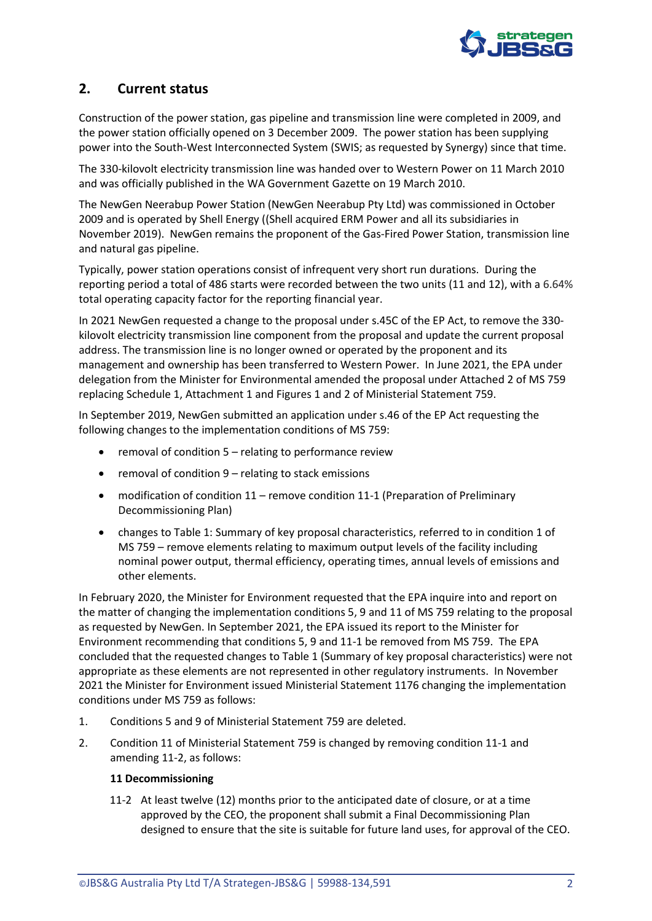## 2. Current status

Construction of the power station, gas pipeline and transmission line were completed in 2009, and the power station officially opened on 3 December 2009. The power station has been supplying power into the South-West Interconnected System (SWIS; as requested by Synergy) since that time.

The 330-kilovolt electricity transmission line was handed over to Western Power on 11 March 2010 and was officially published in the WA Government Gazette on 19 March 2010.

The NewGen Neerabup Power Station (NewGen Neerabup Pty Ltd) was commissioned in October 2009 and is operated by Shell Energy ((Shell acquired ERM Power and all its subsidiaries in November 2019). NewGen remains the proponent of the Gas-Fired Power Station, transmission line and natural gas pipeline.

Typically, power station operations consist of infrequent very short run durations. During the reporting period a total of 486 starts were recorded between the two units (11 and 12), with a 6.64% total operating capacity factor for the reporting financial year.

In 2021 NewGen requested a change to the proposal under s.45C of the EP Act, to remove the 330-kilovolt electricity transmission line component from the proposal and update the current proposal address. The transmission line is no longer owned or operated by the proponent and its management and ownership has been transferred to Western Power. In June 2021, the EPA under delegation from the Minister for Environmental amended the proposal under Attached 2 of MS 759 replacing Schedule 1, Attachment 1 and Figures 1 and 2 of Ministerial Statement 759.

In September 2019, NewGen submitted an application under s.46 of the EP Act requesting the following changes to the implementation conditions of MS 759:

- removal of condition 5 – relating to performance review
- removal of condition 9 – relating to stack emissions
- modification of condition 11 – remove condition 11-1 (Preparation of Preliminary Decommissioning Plan)
- changes to Table 1: Summary of key proposal characteristics, referred to in condition 1 of MS 759 – remove elements relating to maximum output levels of the facility including nominal power output, thermal efficiency, operating times, annual levels of emissions and other elements.

In February 2020, the Minister for Environment requested that the EPA inquire into and report on the matter of changing the implementation conditions 5, 9 and 11 of MS 759 relating to the proposal as requested by NewGen. In September 2021, the EPA issued its report to the Minister for Environment recommending that conditions 5, 9 and 11-1 be removed from MS 759. The EPA concluded that the requested changes to Table 1 (Summary of key proposal characteristics) were not appropriate as these elements are not represented in other regulatory instruments. In November 2021 the Minister for Environment issued Ministerial Statement 1176 changing the implementation conditions under MS 759 as follows:

1. Conditions 5 and 9 of Ministerial Statement 759 are deleted.
2. Condition 11 of Ministerial Statement 759 is changed by removing condition 11-1 and amending 11-2, as follows:

   **11 Decommissioning**

   11-2 At least twelve (12) months prior to the anticipated date of closure, or at a time approved by the CEO, the proponent shall submit a Final Decommissioning Plan designed to ensure that the site is suitable for future land uses, for approval of the CEO.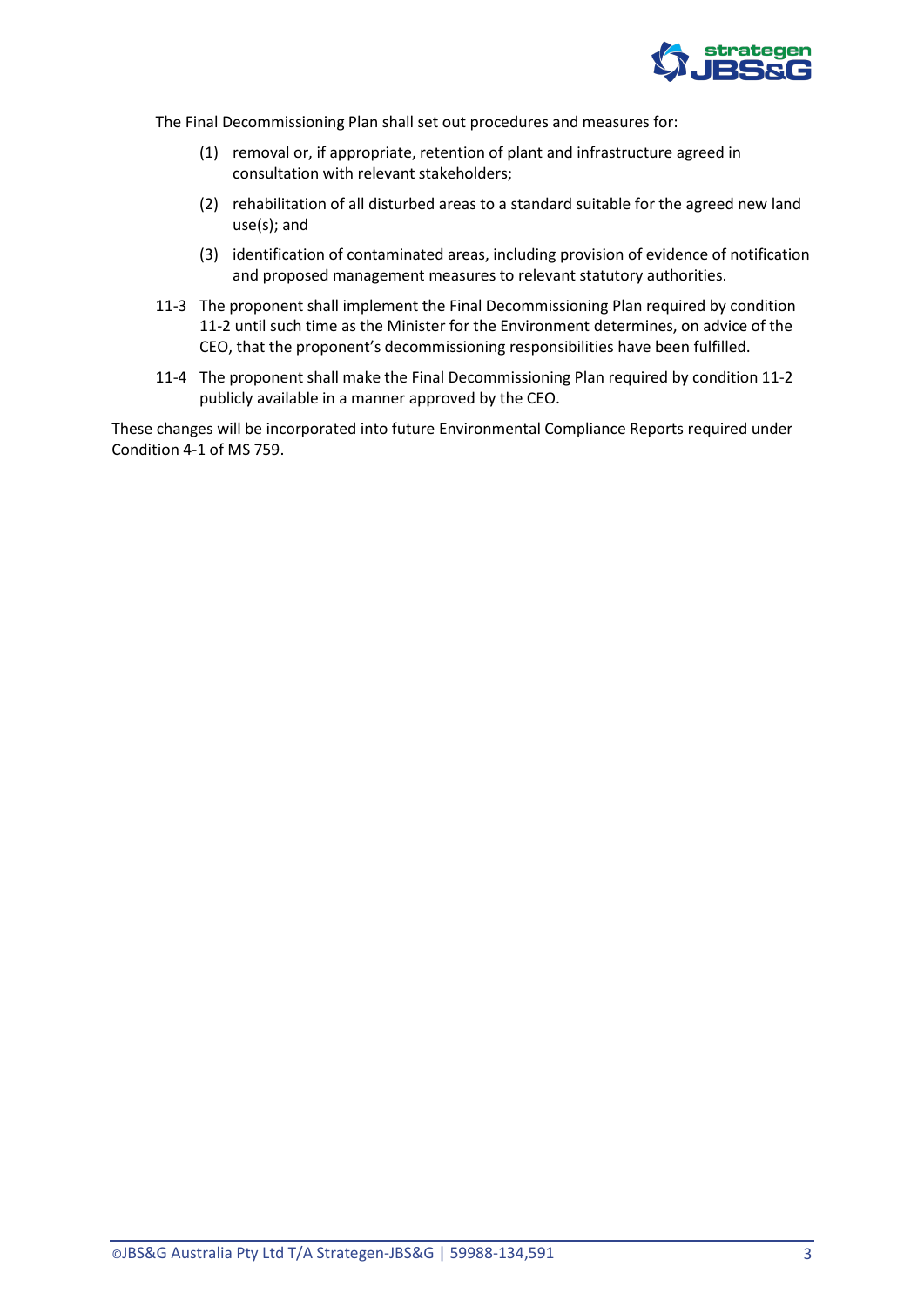The Final Decommissioning Plan shall set out procedures and measures for:

(1) removal or, if appropriate, retention of plant and infrastructure agreed in consultation with relevant stakeholders;

(2) rehabilitation of all disturbed areas to a standard suitable for the agreed new land use(s); and

(3) identification of contaminated areas, including provision of evidence of notification and proposed management measures to relevant statutory authorities.

11-3 The proponent shall implement the Final Decommissioning Plan required by condition 11-2 until such time as the Minister for the Environment determines, on advice of the CEO, that the proponent's decommissioning responsibilities have been fulfilled.

11-4 The proponent shall make the Final Decommissioning Plan required by condition 11-2 publicly available in a manner approved by the CEO.

These changes will be incorporated into future Environmental Compliance Reports required under Condition 4-1 of MS 759.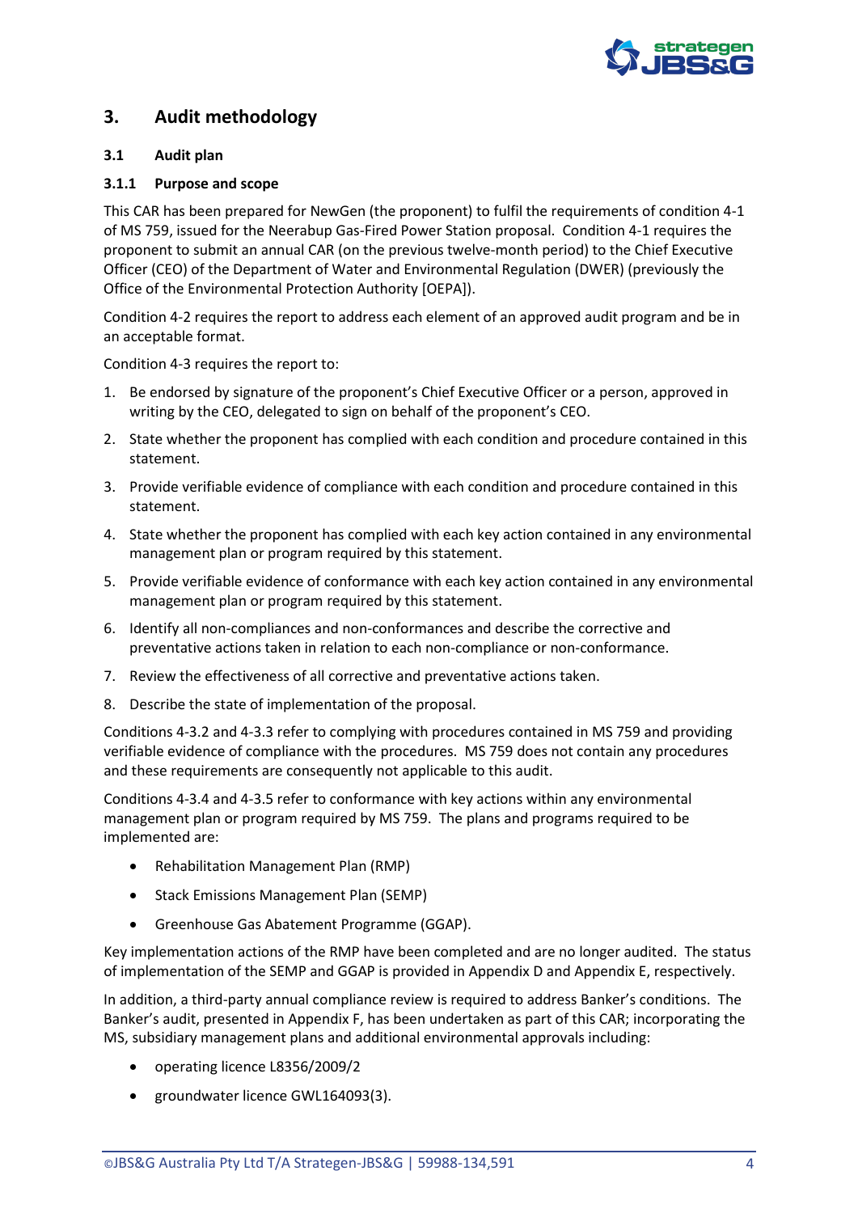# 3. Audit methodology

## 3.1 Audit plan

### 3.1.1 Purpose and scope

This CAR has been prepared for NewGen (the proponent) to fulfil the requirements of condition 4-1 of MS 759, issued for the Neerabup Gas-Fired Power Station proposal. Condition 4-1 requires the proponent to submit an annual CAR (on the previous twelve-month period) to the Chief Executive Officer (CEO) of the Department of Water and Environmental Regulation (DWER) (previously the Office of the Environmental Protection Authority [OEPA]).

Condition 4-2 requires the report to address each element of an approved audit program and be in an acceptable format.

Condition 4-3 requires the report to:

1. Be endorsed by signature of the proponent's Chief Executive Officer or a person, approved in writing by the CEO, delegated to sign on behalf of the proponent's CEO.
2. State whether the proponent has complied with each condition and procedure contained in this statement.
3. Provide verifiable evidence of compliance with each condition and procedure contained in this statement.
4. State whether the proponent has complied with each key action contained in any environmental management plan or program required by this statement.
5. Provide verifiable evidence of conformance with each key action contained in any environmental management plan or program required by this statement.
6. Identify all non-compliances and non-conformances and describe the corrective and preventative actions taken in relation to each non-compliance or non-conformance.
7. Review the effectiveness of all corrective and preventative actions taken.
8. Describe the state of implementation of the proposal.

Conditions 4-3.2 and 4-3.3 refer to complying with procedures contained in MS 759 and providing verifiable evidence of compliance with the procedures. MS 759 does not contain any procedures and these requirements are consequently not applicable to this audit.

Conditions 4-3.4 and 4-3.5 refer to conformance with key actions within any environmental management plan or program required by MS 759. The plans and programs required to be implemented are:

- Rehabilitation Management Plan (RMP)
- Stack Emissions Management Plan (SEMP)
- Greenhouse Gas Abatement Programme (GGAP).

Key implementation actions of the RMP have been completed and are no longer audited. The status of implementation of the SEMP and GGAP is provided in Appendix D and Appendix E, respectively.

In addition, a third-party annual compliance review is required to address Banker's conditions. The Banker's audit, presented in Appendix F, has been undertaken as part of this CAR; incorporating the MS, subsidiary management plans and additional environmental approvals including:

- operating licence L8356/2009/2
- groundwater licence GWL164093(3).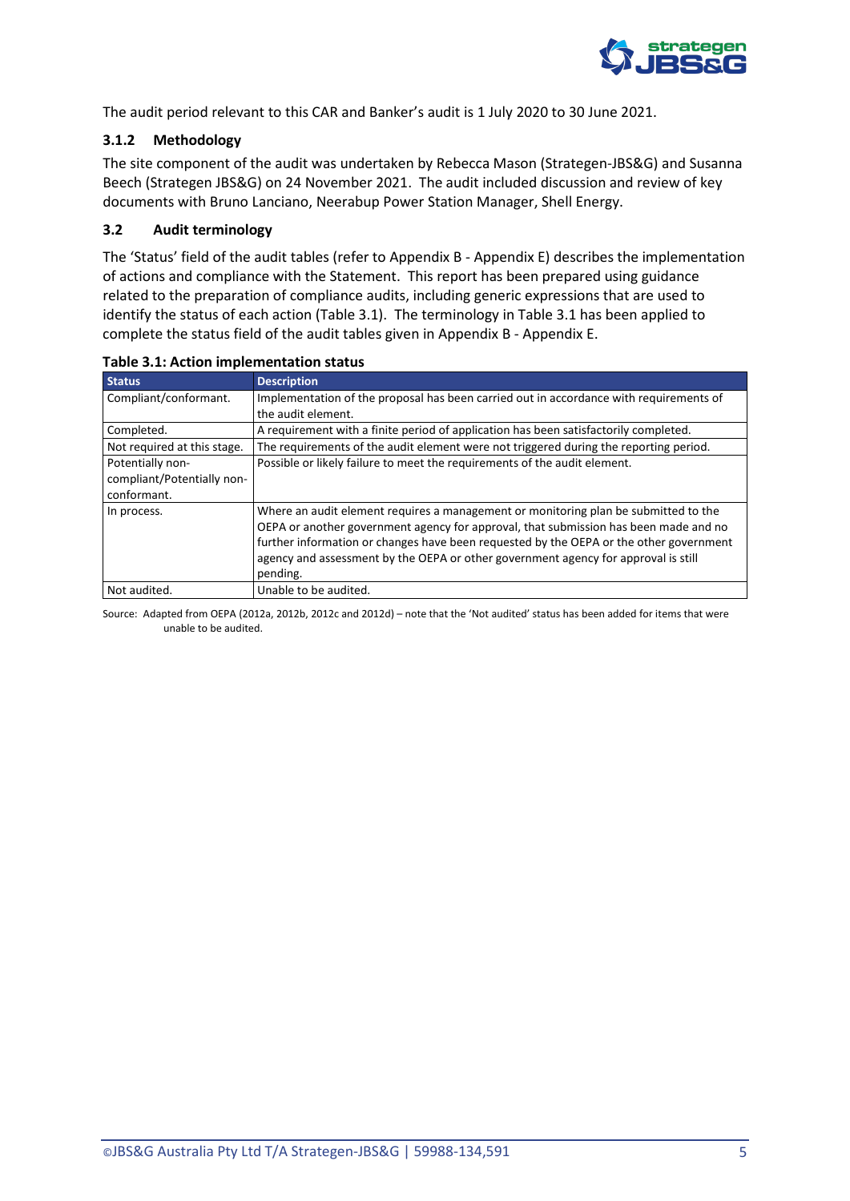The audit period relevant to this CAR and Banker's audit is 1 July 2020 to 30 June 2021.

### 3.1.2 Methodology

The site component of the audit was undertaken by Rebecca Mason (Strategen-JBS&G) and Susanna Beech (Strategen JBS&G) on 24 November 2021. The audit included discussion and review of key documents with Bruno Lanciano, Neerabup Power Station Manager, Shell Energy.

## 3.2 Audit terminology

The 'Status' field of the audit tables (refer to Appendix B - Appendix E) describes the implementation of actions and compliance with the Statement. This report has been prepared using guidance related to the preparation of compliance audits, including generic expressions that are used to identify the status of each action (Table 3.1). The terminology in Table 3.1 has been applied to complete the status field of the audit tables given in Appendix B - Appendix E.

**Table 3.1: Action implementation status**

| Status | Description |
|---|---|
| Compliant/conformant. | Implementation of the proposal has been carried out in accordance with requirements of the audit element. |
| Completed. | A requirement with a finite period of application has been satisfactorily completed. |
| Not required at this stage. | The requirements of the audit element were not triggered during the reporting period. |
| Potentially non-compliant/Potentially non-conformant. | Possible or likely failure to meet the requirements of the audit element. |
| In process. | Where an audit element requires a management or monitoring plan be submitted to the OEPA or another government agency for approval, that submission has been made and no further information or changes have been requested by the OEPA or the other government agency and assessment by the OEPA or other government agency for approval is still pending. |
| Not audited. | Unable to be audited. |

Source: Adapted from OEPA (2012a, 2012b, 2012c and 2012d) – note that the 'Not audited' status has been added for items that were unable to be audited.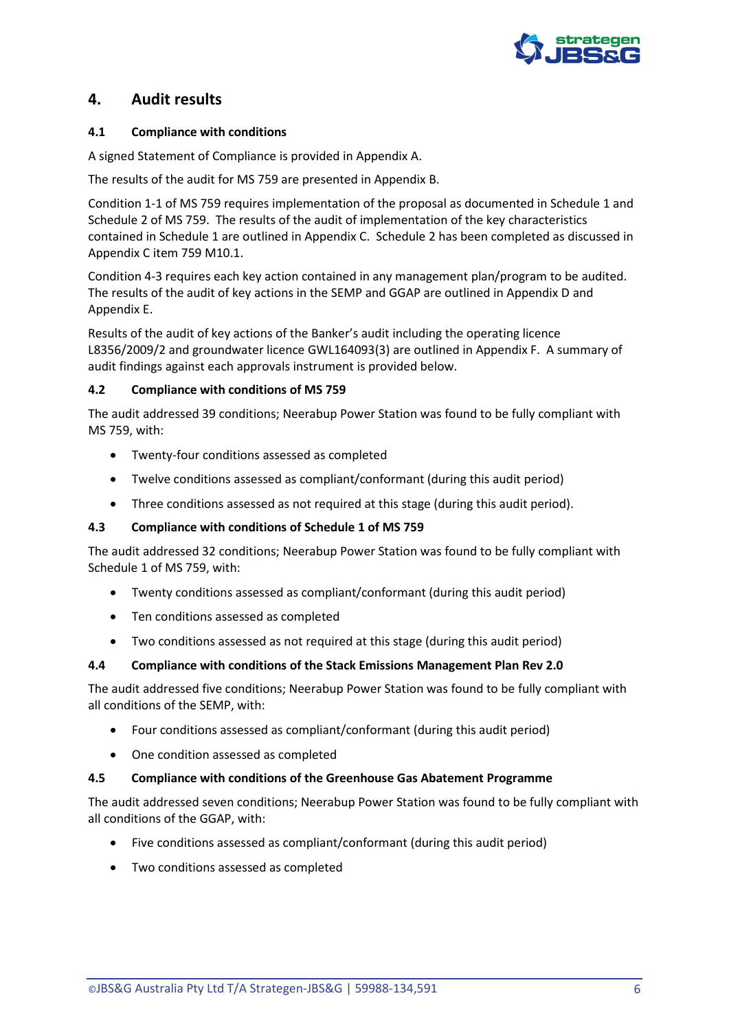## 4. Audit results

### 4.1 Compliance with conditions

A signed Statement of Compliance is provided in Appendix A.

The results of the audit for MS 759 are presented in Appendix B.

Condition 1-1 of MS 759 requires implementation of the proposal as documented in Schedule 1 and Schedule 2 of MS 759. The results of the audit of implementation of the key characteristics contained in Schedule 1 are outlined in Appendix C. Schedule 2 has been completed as discussed in Appendix C item 759 M10.1.

Condition 4-3 requires each key action contained in any management plan/program to be audited. The results of the audit of key actions in the SEMP and GGAP are outlined in Appendix D and Appendix E.

Results of the audit of key actions of the Banker's audit including the operating licence L8356/2009/2 and groundwater licence GWL164093(3) are outlined in Appendix F. A summary of audit findings against each approvals instrument is provided below.

### 4.2 Compliance with conditions of MS 759

The audit addressed 39 conditions; Neerabup Power Station was found to be fully compliant with MS 759, with:

- Twenty-four conditions assessed as completed
- Twelve conditions assessed as compliant/conformant (during this audit period)
- Three conditions assessed as not required at this stage (during this audit period).

### 4.3 Compliance with conditions of Schedule 1 of MS 759

The audit addressed 32 conditions; Neerabup Power Station was found to be fully compliant with Schedule 1 of MS 759, with:

- Twenty conditions assessed as compliant/conformant (during this audit period)
- Ten conditions assessed as completed
- Two conditions assessed as not required at this stage (during this audit period)

### 4.4 Compliance with conditions of the Stack Emissions Management Plan Rev 2.0

The audit addressed five conditions; Neerabup Power Station was found to be fully compliant with all conditions of the SEMP, with:

- Four conditions assessed as compliant/conformant (during this audit period)
- One condition assessed as completed

### 4.5 Compliance with conditions of the Greenhouse Gas Abatement Programme

The audit addressed seven conditions; Neerabup Power Station was found to be fully compliant with all conditions of the GGAP, with:

- Five conditions assessed as compliant/conformant (during this audit period)
- Two conditions assessed as completed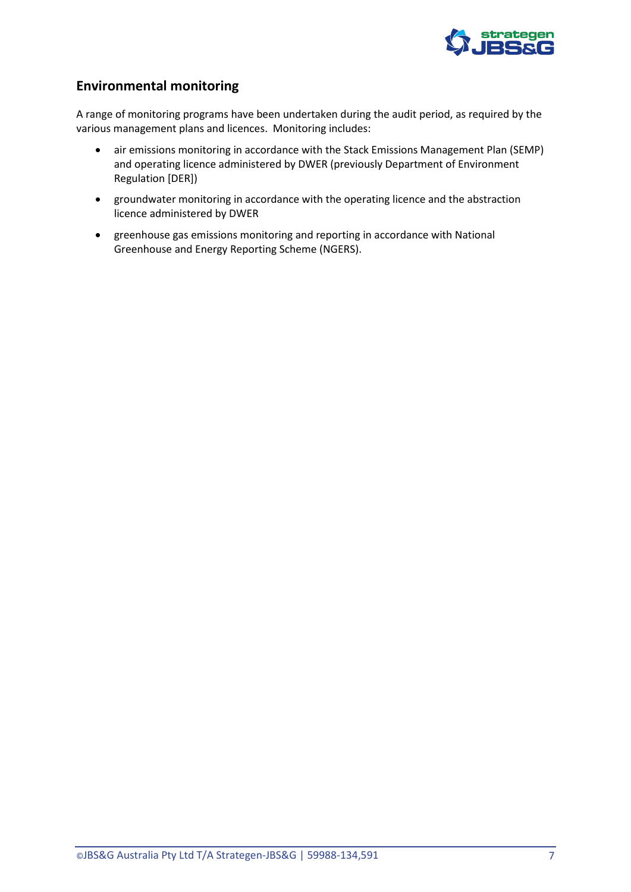## Environmental monitoring

A range of monitoring programs have been undertaken during the audit period, as required by the various management plans and licences. Monitoring includes:

- air emissions monitoring in accordance with the Stack Emissions Management Plan (SEMP) and operating licence administered by DWER (previously Department of Environment Regulation [DER])
- groundwater monitoring in accordance with the operating licence and the abstraction licence administered by DWER
- greenhouse gas emissions monitoring and reporting in accordance with National Greenhouse and Energy Reporting Scheme (NGERS).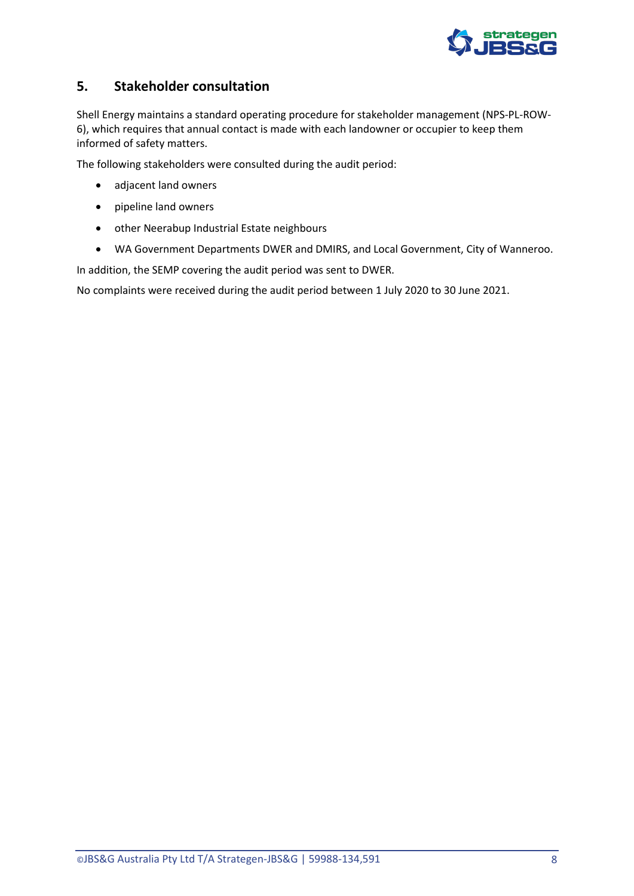## 5. Stakeholder consultation

Shell Energy maintains a standard operating procedure for stakeholder management (NPS-PL-ROW-6), which requires that annual contact is made with each landowner or occupier to keep them informed of safety matters.

The following stakeholders were consulted during the audit period:

- adjacent land owners
- pipeline land owners
- other Neerabup Industrial Estate neighbours
- WA Government Departments DWER and DMIRS, and Local Government, City of Wanneroo.

In addition, the SEMP covering the audit period was sent to DWER.

No complaints were received during the audit period between 1 July 2020 to 30 June 2021.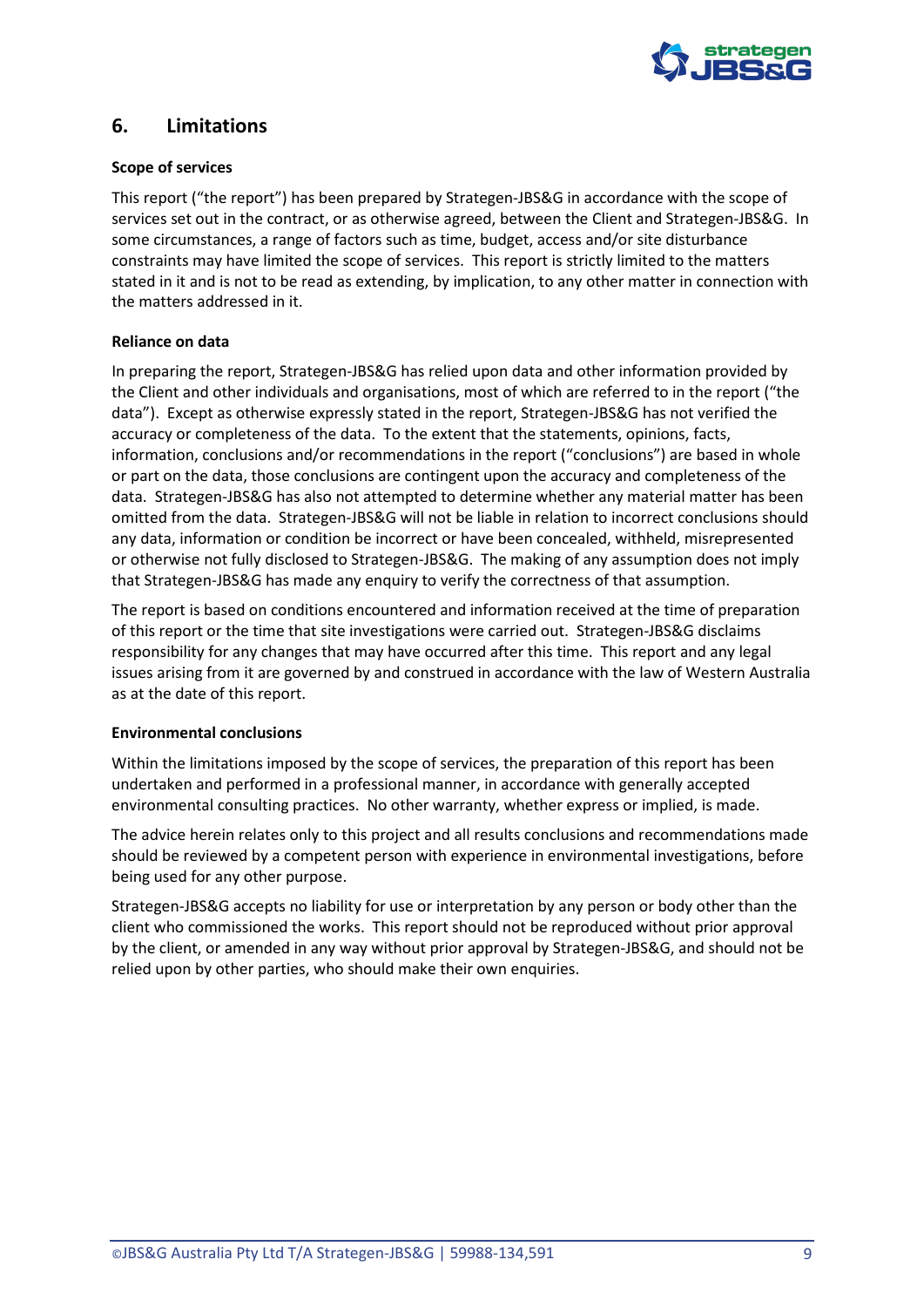## 6. Limitations

**Scope of services**

This report ("the report") has been prepared by Strategen-JBS&G in accordance with the scope of services set out in the contract, or as otherwise agreed, between the Client and Strategen-JBS&G. In some circumstances, a range of factors such as time, budget, access and/or site disturbance constraints may have limited the scope of services. This report is strictly limited to the matters stated in it and is not to be read as extending, by implication, to any other matter in connection with the matters addressed in it.

**Reliance on data**

In preparing the report, Strategen-JBS&G has relied upon data and other information provided by the Client and other individuals and organisations, most of which are referred to in the report ("the data"). Except as otherwise expressly stated in the report, Strategen-JBS&G has not verified the accuracy or completeness of the data. To the extent that the statements, opinions, facts, information, conclusions and/or recommendations in the report ("conclusions") are based in whole or part on the data, those conclusions are contingent upon the accuracy and completeness of the data. Strategen-JBS&G has also not attempted to determine whether any material matter has been omitted from the data. Strategen-JBS&G will not be liable in relation to incorrect conclusions should any data, information or condition be incorrect or have been concealed, withheld, misrepresented or otherwise not fully disclosed to Strategen-JBS&G. The making of any assumption does not imply that Strategen-JBS&G has made any enquiry to verify the correctness of that assumption.

The report is based on conditions encountered and information received at the time of preparation of this report or the time that site investigations were carried out. Strategen-JBS&G disclaims responsibility for any changes that may have occurred after this time. This report and any legal issues arising from it are governed by and construed in accordance with the law of Western Australia as at the date of this report.

**Environmental conclusions**

Within the limitations imposed by the scope of services, the preparation of this report has been undertaken and performed in a professional manner, in accordance with generally accepted environmental consulting practices. No other warranty, whether express or implied, is made.

The advice herein relates only to this project and all results conclusions and recommendations made should be reviewed by a competent person with experience in environmental investigations, before being used for any other purpose.

Strategen-JBS&G accepts no liability for use or interpretation by any person or body other than the client who commissioned the works. This report should not be reproduced without prior approval by the client, or amended in any way without prior approval by Strategen-JBS&G, and should not be relied upon by other parties, who should make their own enquiries.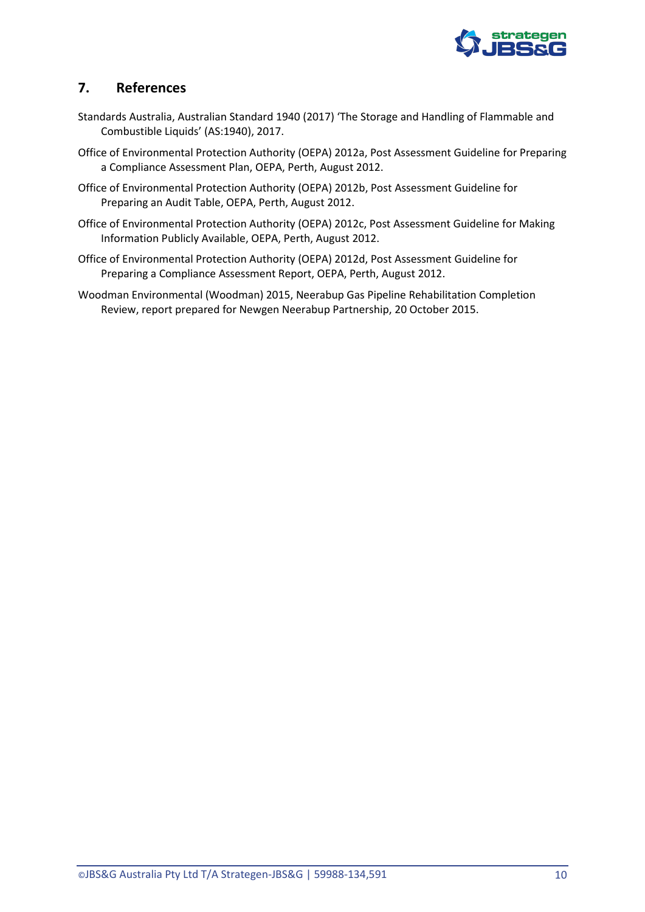## 7. References

Standards Australia, Australian Standard 1940 (2017) 'The Storage and Handling of Flammable and Combustible Liquids' (AS:1940), 2017.

Office of Environmental Protection Authority (OEPA) 2012a, Post Assessment Guideline for Preparing a Compliance Assessment Plan, OEPA, Perth, August 2012.

Office of Environmental Protection Authority (OEPA) 2012b, Post Assessment Guideline for Preparing an Audit Table, OEPA, Perth, August 2012.

Office of Environmental Protection Authority (OEPA) 2012c, Post Assessment Guideline for Making Information Publicly Available, OEPA, Perth, August 2012.

Office of Environmental Protection Authority (OEPA) 2012d, Post Assessment Guideline for Preparing a Compliance Assessment Report, OEPA, Perth, August 2012.

Woodman Environmental (Woodman) 2015, Neerabup Gas Pipeline Rehabilitation Completion Review, report prepared for Newgen Neerabup Partnership, 20 October 2015.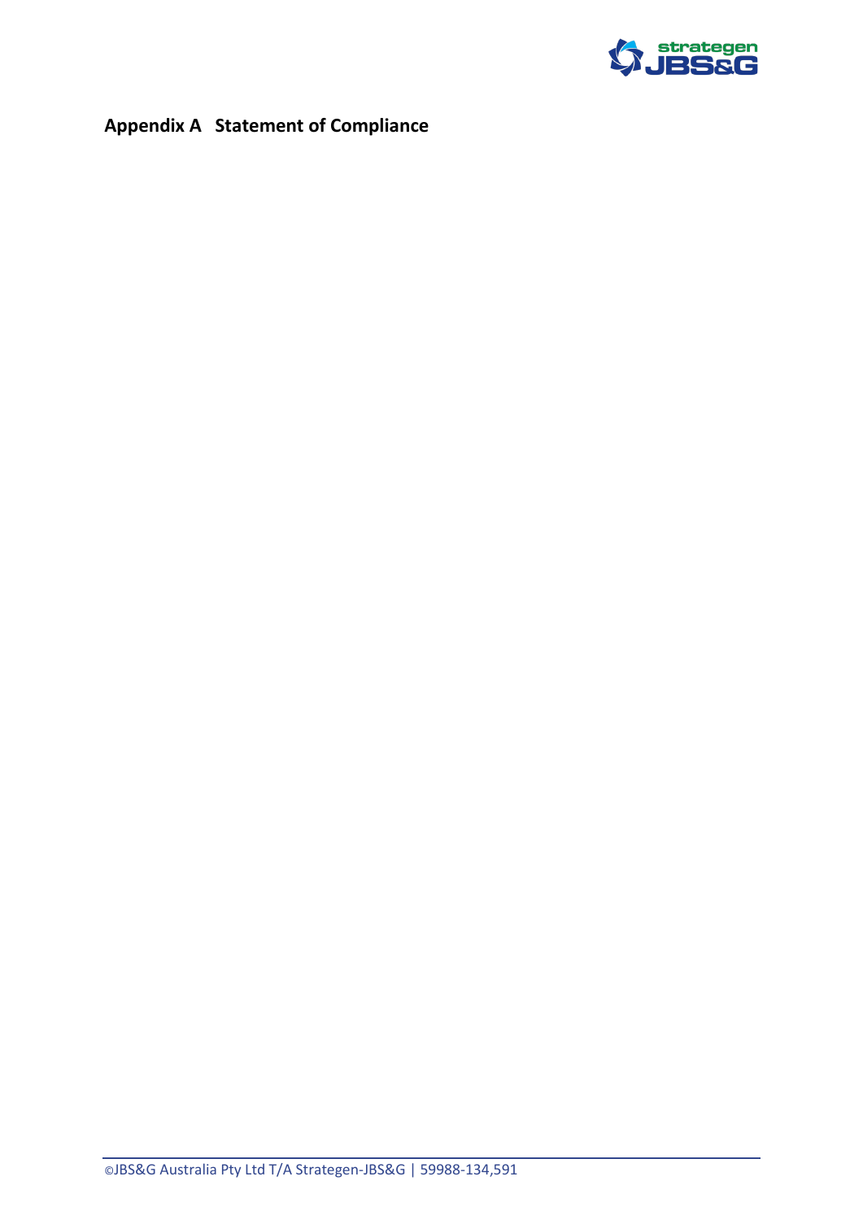# Appendix A Statement of Compliance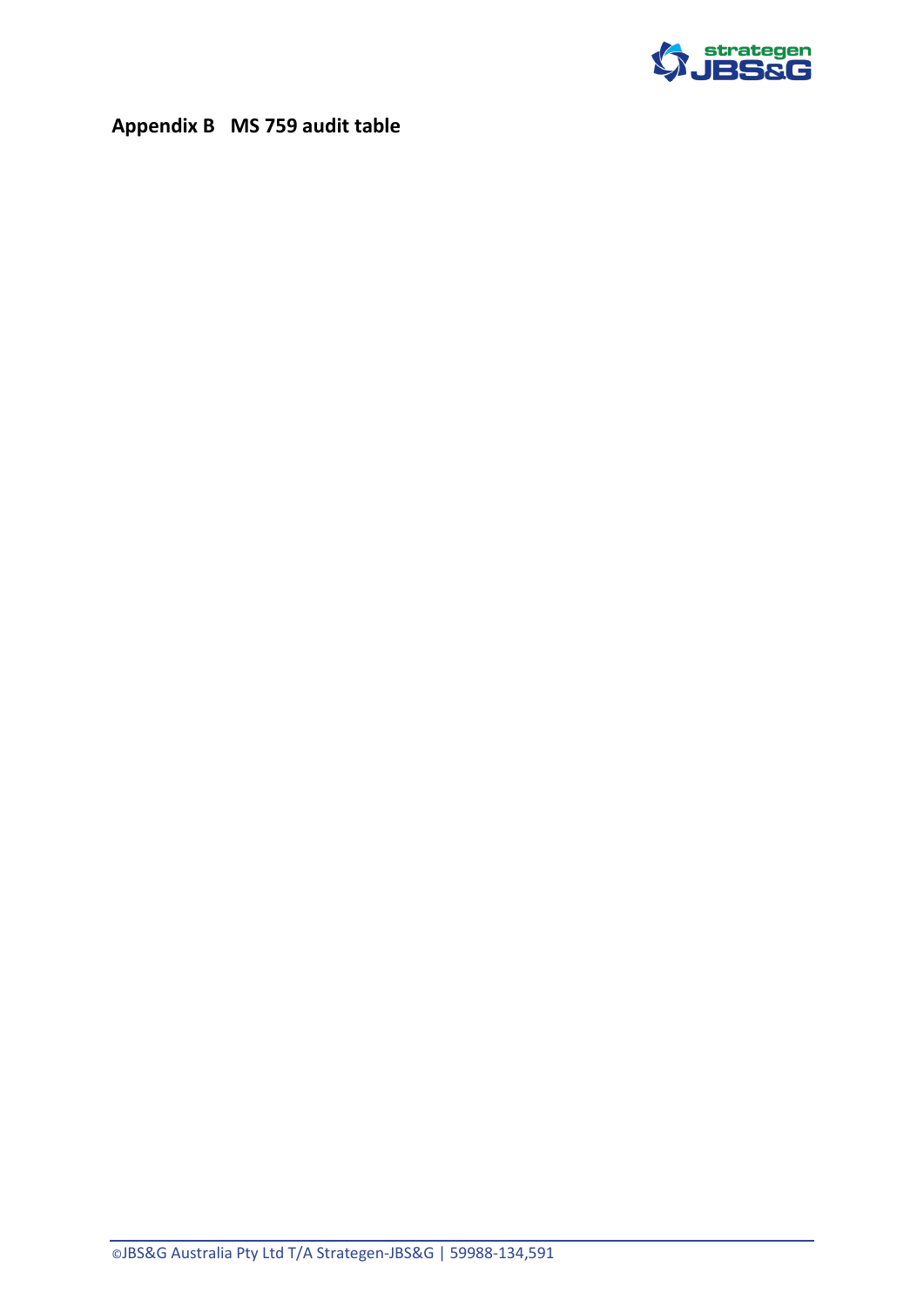# Appendix B MS 759 audit table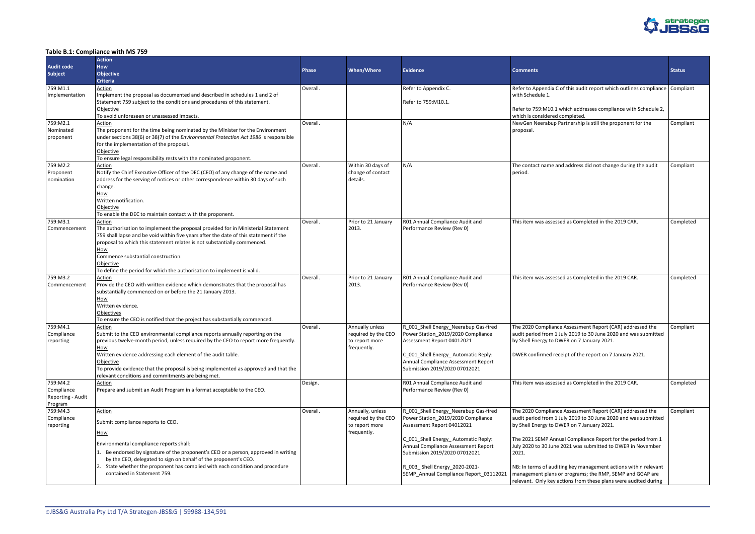### Table B.1: Compliance with MS 759

| Audit code<br>Subject | Action<br>How<br>Objective<br>Criteria | Phase | When/Where | Evidence | Comments | Status |
|---|---|---|---|---|---|---|
| 759:M1.1<br>Implementation | Action<br>Implement the proposal as documented and described in schedules 1 and 2 of Statement 759 subject to the conditions and procedures of this statement.<br>Objective<br>To avoid unforeseen or unassessed impacts. | Overall. | | Refer to Appendix C.<br><br>Refer to 759:M10.1. | Refer to Appendix C of this audit report which outlines compliance with Schedule 1.<br><br>Refer to 759:M10.1 which addresses compliance with Schedule 2, which is considered completed. | Compliant |
| 759:M2.1<br>Nominated proponent | Action<br>The proponent for the time being nominated by the Minister for the Environment under sections 38(6) or 38(7) of the *Environmental Protection Act 1986* is responsible for the implementation of the proposal.<br>Objective<br>To ensure legal responsibility rests with the nominated proponent. | Overall. | | N/A | NewGen Neerabup Partnership is still the proponent for the proposal. | Compliant |
| 759:M2.2<br>Proponent nomination | Action<br>Notify the Chief Executive Officer of the DEC (CEO) of any change of the name and address for the serving of notices or other correspondence within 30 days of such change.<br>How<br>Written notification.<br>Objective<br>To enable the DEC to maintain contact with the proponent. | Overall. | Within 30 days of change of contact details. | N/A | The contact name and address did not change during the audit period. | Compliant |
| 759:M3.1<br>Commencement | Action<br>The authorisation to implement the proposal provided for in Ministerial Statement 759 shall lapse and be void within five years after the date of this statement if the proposal to which this statement relates is not substantially commenced.<br>How<br>Commence substantial construction.<br>Objective<br>To define the period for which the authorisation to implement is valid. | Overall. | Prior to 21 January 2013. | R01 Annual Compliance Audit and Performance Review (Rev 0) | This item was assessed as Completed in the 2019 CAR. | Completed |
| 759:M3.2<br>Commencement | Action<br>Provide the CEO with written evidence which demonstrates that the proposal has substantially commenced on or before the 21 January 2013.<br>How<br>Written evidence.<br>Objectives<br>To ensure the CEO is notified that the project has substantially commenced. | Overall. | Prior to 21 January 2013. | R01 Annual Compliance Audit and Performance Review (Rev 0) | This item was assessed as Completed in the 2019 CAR. | Completed |
| 759:M4.1<br>Compliance reporting | Action<br>Submit to the CEO environmental compliance reports annually reporting on the previous twelve-month period, unless required by the CEO to report more frequently.<br>How<br>Written evidence addressing each element of the audit table.<br>Objective<br>To provide evidence that the proposal is being implemented as approved and that the relevant conditions and commitments are being met. | Overall. | Annually unless required by the CEO to report more frequently. | R_001_Shell Energy_Neerabup Gas-fired Power Station_2019/2020 Compliance Assessment Report 04012021<br><br>C_001_Shell Energy_ Automatic Reply: Annual Compliance Assessment Report Submission 2019/2020 07012021 | The 2020 Compliance Assessment Report (CAR) addressed the audit period from 1 July 2019 to 30 June 2020 and was submitted by Shell Energy to DWER on 7 January 2021.<br><br>DWER confirmed receipt of the report on 7 January 2021. | Compliant |
| 759:M4.2<br>Compliance Reporting - Audit Program | Action<br>Prepare and submit an Audit Program in a format acceptable to the CEO. | Design. | | R01 Annual Compliance Audit and Performance Review (Rev 0) | This item was assessed as Completed in the 2019 CAR. | Completed |
| 759:M4.3<br>Compliance reporting | Action<br><br>Submit compliance reports to CEO.<br><br>How<br><br>Environmental compliance reports shall:<br>1. Be endorsed by signature of the proponent's CEO or a person, approved in writing by the CEO, delegated to sign on behalf of the proponent's CEO.<br>2. State whether the proponent has complied with each condition and procedure contained in Statement 759. | Overall. | Annually, unless required by the CEO to report more frequently. | R_001_Shell Energy_Neerabup Gas-fired Power Station_2019/2020 Compliance Assessment Report 04012021<br><br>C_001_Shell Energy_ Automatic Reply: Annual Compliance Assessment Report Submission 2019/2020 07012021<br><br>R_003_ Shell Energy_2020-2021-SEMP_Annual Compliance Report_03112021 | The 2020 Compliance Assessment Report (CAR) addressed the audit period from 1 July 2019 to 30 June 2020 and was submitted by Shell Energy to DWER on 7 January 2021.<br><br>The 2021 SEMP Annual Compliance Report for the period from 1 July 2020 to 30 June 2021 was submitted to DWER in November 2021.<br><br>NB: In terms of auditing key management actions within relevant management plans or programs; the RMP, SEMP and GGAP are relevant. Only key actions from these plans were audited during | Compliant |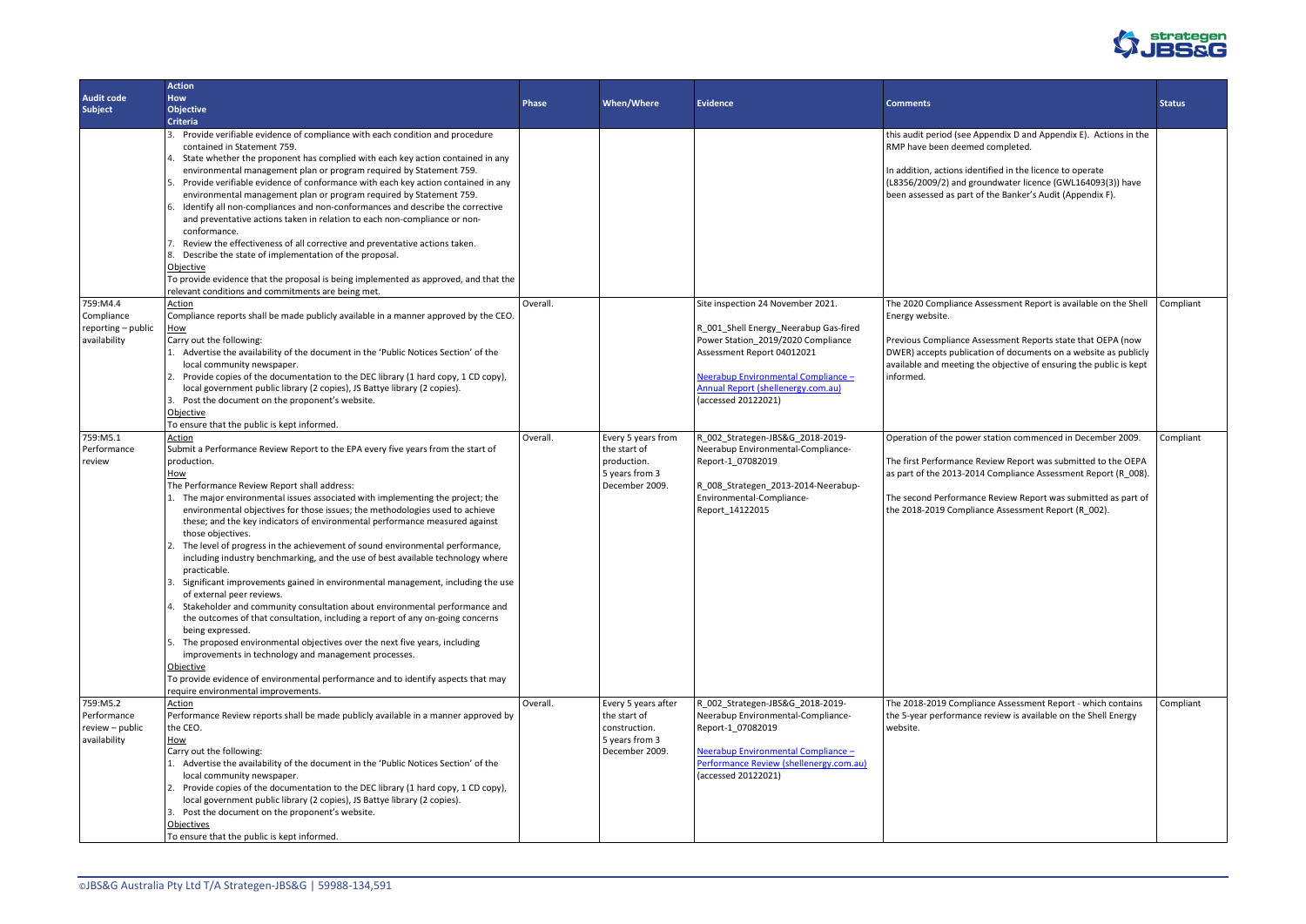| Audit code Subject | Action How Objective Criteria | Phase | When/Where | Evidence | Comments | Status |
|---|---|---|---|---|---|---|
| | 3. Provide verifiable evidence of compliance with each condition and procedure contained in Statement 759.<br>4. State whether the proponent has complied with each key action contained in any environmental management plan or program required by Statement 759.<br>5. Provide verifiable evidence of conformance with each key action contained in any environmental management plan or program required by Statement 759.<br>6. Identify all non-compliances and non-conformances and describe the corrective and preventative actions taken in relation to each non-compliance or non-conformance.<br>7. Review the effectiveness of all corrective and preventative actions taken.<br>8. Describe the state of implementation of the proposal.<br>Objective<br>To provide evidence that the proposal is being implemented as approved, and that the relevant conditions and commitments are being met. | | | | this audit period (see Appendix D and Appendix E). Actions in the RMP have been deemed completed.<br><br>In addition, actions identified in the licence to operate (L8356/2009/2) and groundwater licence (GWL164093(3)) have been assessed as part of the Banker's Audit (Appendix F). | |
| 759:M4.4 Compliance reporting – public availability | Action<br>Compliance reports shall be made publicly available in a manner approved by the CEO.<br>How<br>Carry out the following:<br>1. Advertise the availability of the document in the 'Public Notices Section' of the local community newspaper.<br>2. Provide copies of the documentation to the DEC library (1 hard copy, 1 CD copy), local government public library (2 copies), JS Battye library (2 copies).<br>3. Post the document on the proponent's website.<br>Objective<br>To ensure that the public is kept informed. | Overall. | | Site inspection 24 November 2021.<br><br>R_001_Shell Energy_Neerabup Gas-fired Power Station_2019/2020 Compliance Assessment Report 04012021<br><br>Neerabup Environmental Compliance – Annual Report (shellenergy.com.au) (accessed 20122021) | The 2020 Compliance Assessment Report is available on the Shell Energy website.<br><br>Previous Compliance Assessment Reports state that OEPA (now DWER) accepts publication of documents on a website as publicly available and meeting the objective of ensuring the public is kept informed. | Compliant |
| 759:M5.1 Performance review | Action<br>Submit a Performance Review Report to the EPA every five years from the start of production.<br>How<br>The Performance Review Report shall address:<br>1. The major environmental issues associated with implementing the project; the environmental objectives for those issues; the methodologies used to achieve these; and the key indicators of environmental performance measured against those objectives.<br>2. The level of progress in the achievement of sound environmental performance, including industry benchmarking, and the use of best available technology where practicable.<br>3. Significant improvements gained in environmental management, including the use of external peer reviews.<br>4. Stakeholder and community consultation about environmental performance and the outcomes of that consultation, including a report of any on-going concerns being expressed.<br>5. The proposed environmental objectives over the next five years, including improvements in technology and management processes.<br>Objective<br>To provide evidence of environmental performance and to identify aspects that may require environmental improvements. | Overall. | Every 5 years from the start of production.<br>5 years from 3 December 2009. | R_002_Strategen-JBS&G_2018-2019-Neerabup Environmental-Compliance-Report-1_07082019<br><br>R_008_Strategen_2013-2014-Neerabup-Environmental-Compliance-Report_14122015 | Operation of the power station commenced in December 2009.<br><br>The first Performance Review Report was submitted to the OEPA as part of the 2013-2014 Compliance Assessment Report (R_008).<br><br>The second Performance Review Report was submitted as part of the 2018-2019 Compliance Assessment Report (R_002). | Compliant |
| 759:M5.2 Performance review – public availability | Action<br>Performance Review reports shall be made publicly available in a manner approved by the CEO.<br>How<br>Carry out the following:<br>1. Advertise the availability of the document in the 'Public Notices Section' of the local community newspaper.<br>2. Provide copies of the documentation to the DEC library (1 hard copy, 1 CD copy), local government public library (2 copies), JS Battye library (2 copies).<br>3. Post the document on the proponent's website.<br>Objectives<br>To ensure that the public is kept informed. | Overall. | Every 5 years after the start of construction.<br>5 years from 3 December 2009. | R_002_Strategen-JBS&G_2018-2019-Neerabup Environmental-Compliance-Report-1_07082019<br><br>Neerabup Environmental Compliance – Performance Review (shellenergy.com.au) (accessed 20122021) | The 2018-2019 Compliance Assessment Report - which contains the 5-year performance review is available on the Shell Energy website. | Compliant |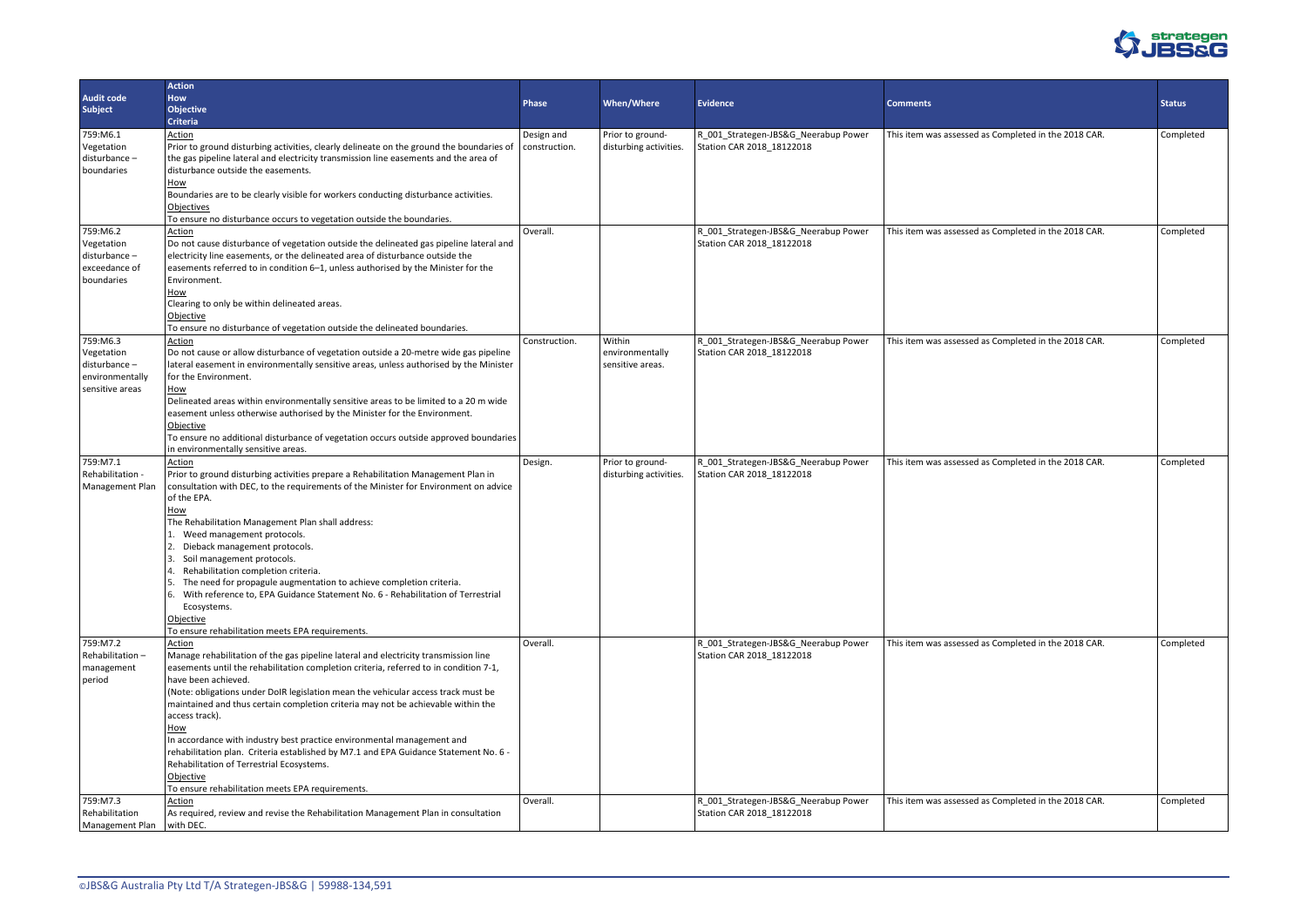| Audit code Subject | Action How Objective Criteria | Phase | When/Where | Evidence | Comments | Status |
|---|---|---|---|---|---|---|
| 759:M6.1 Vegetation disturbance – boundaries | Action<br>Prior to ground disturbing activities, clearly delineate on the ground the boundaries of the gas pipeline lateral and electricity transmission line easements and the area of disturbance outside the easements.<br>How<br>Boundaries are to be clearly visible for workers conducting disturbance activities.<br>Objectives<br>To ensure no disturbance occurs to vegetation outside the boundaries. | Design and construction. | Prior to ground-disturbing activities. | R_001_Strategen-JBS&G_Neerabup Power Station CAR 2018_18122018 | This item was assessed as Completed in the 2018 CAR. | Completed |
| 759:M6.2 Vegetation disturbance – exceedance of boundaries | Action<br>Do not cause disturbance of vegetation outside the delineated gas pipeline lateral and electricity line easements, or the delineated area of disturbance outside the easements referred to in condition 6–1, unless authorised by the Minister for the Environment.<br>How<br>Clearing to only be within delineated areas.<br>Objective<br>To ensure no disturbance of vegetation outside the delineated boundaries. | Overall. | | R_001_Strategen-JBS&G_Neerabup Power Station CAR 2018_18122018 | This item was assessed as Completed in the 2018 CAR. | Completed |
| 759:M6.3 Vegetation disturbance – environmentally sensitive areas | Action<br>Do not cause or allow disturbance of vegetation outside a 20-metre wide gas pipeline lateral easement in environmentally sensitive areas, unless authorised by the Minister for the Environment.<br>How<br>Delineated areas within environmentally sensitive areas to be limited to a 20 m wide easement unless otherwise authorised by the Minister for the Environment.<br>Objective<br>To ensure no additional disturbance of vegetation occurs outside approved boundaries in environmentally sensitive areas. | Construction. | Within environmentally sensitive areas. | R_001_Strategen-JBS&G_Neerabup Power Station CAR 2018_18122018 | This item was assessed as Completed in the 2018 CAR. | Completed |
| 759:M7.1 Rehabilitation - Management Plan | Action<br>Prior to ground disturbing activities prepare a Rehabilitation Management Plan in consultation with DEC, to the requirements of the Minister for Environment on advice of the EPA.<br>How<br>The Rehabilitation Management Plan shall address:<br>1. Weed management protocols.<br>2. Dieback management protocols.<br>3. Soil management protocols.<br>4. Rehabilitation completion criteria.<br>5. The need for propagule augmentation to achieve completion criteria.<br>6. With reference to, EPA Guidance Statement No. 6 - Rehabilitation of Terrestrial Ecosystems.<br>Objective<br>To ensure rehabilitation meets EPA requirements. | Design. | Prior to ground-disturbing activities. | R_001_Strategen-JBS&G_Neerabup Power Station CAR 2018_18122018 | This item was assessed as Completed in the 2018 CAR. | Completed |
| 759:M7.2 Rehabilitation – management period | Action<br>Manage rehabilitation of the gas pipeline lateral and electricity transmission line easements until the rehabilitation completion criteria, referred to in condition 7-1, have been achieved.<br>(Note: obligations under DoIR legislation mean the vehicular access track must be maintained and thus certain completion criteria may not be achievable within the access track).<br>How<br>In accordance with industry best practice environmental management and rehabilitation plan. Criteria established by M7.1 and EPA Guidance Statement No. 6 - Rehabilitation of Terrestrial Ecosystems.<br>Objective<br>To ensure rehabilitation meets EPA requirements. | Overall. | | R_001_Strategen-JBS&G_Neerabup Power Station CAR 2018_18122018 | This item was assessed as Completed in the 2018 CAR. | Completed |
| 759:M7.3 Rehabilitation Management Plan | Action<br>As required, review and revise the Rehabilitation Management Plan in consultation with DEC. | Overall. | | R_001_Strategen-JBS&G_Neerabup Power Station CAR 2018_18122018 | This item was assessed as Completed in the 2018 CAR. | Completed |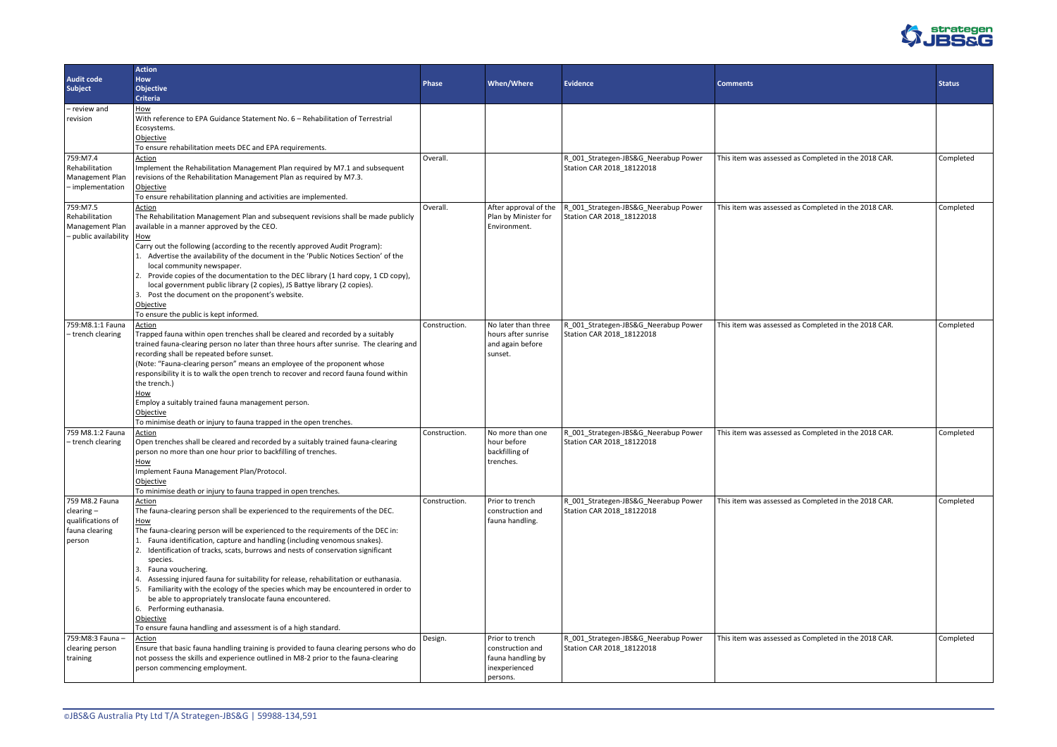| Audit code Subject | Action How Objective Criteria | Phase | When/Where | Evidence | Comments | Status |
|---|---|---|---|---|---|---|
| – review and revision | How<br>With reference to EPA Guidance Statement No. 6 – Rehabilitation of Terrestrial Ecosystems.<br>Objective<br>To ensure rehabilitation meets DEC and EPA requirements. | | | | | |
| 759:M7.4 Rehabilitation Management Plan – implementation | Action<br>Implement the Rehabilitation Management Plan required by M7.1 and subsequent revisions of the Rehabilitation Management Plan as required by M7.3.<br>Objective<br>To ensure rehabilitation planning and activities are implemented. | Overall. | | R_001_Strategen-JBS&G_Neerabup Power Station CAR 2018_18122018 | This item was assessed as Completed in the 2018 CAR. | Completed |
| 759:M7.5 Rehabilitation Management Plan – public availability | Action<br>The Rehabilitation Management Plan and subsequent revisions shall be made publicly available in a manner approved by the CEO.<br>How<br>Carry out the following (according to the recently approved Audit Program):<br>1. Advertise the availability of the document in the 'Public Notices Section' of the local community newspaper.<br>2. Provide copies of the documentation to the DEC library (1 hard copy, 1 CD copy), local government public library (2 copies), JS Battye library (2 copies).<br>3. Post the document on the proponent's website.<br>Objective<br>To ensure the public is kept informed. | Overall. | After approval of the Plan by Minister for Environment. | R_001_Strategen-JBS&G_Neerabup Power Station CAR 2018_18122018 | This item was assessed as Completed in the 2018 CAR. | Completed |
| 759:M8.1:1 Fauna – trench clearing | Action<br>Trapped fauna within open trenches shall be cleared and recorded by a suitably trained fauna-clearing person no later than three hours after sunrise. The clearing and recording shall be repeated before sunset.<br>(Note: "Fauna-clearing person" means an employee of the proponent whose responsibility it is to walk the open trench to recover and record fauna found within the trench.)<br>How<br>Employ a suitably trained fauna management person.<br>Objective<br>To minimise death or injury to fauna trapped in the open trenches. | Construction. | No later than three hours after sunrise and again before sunset. | R_001_Strategen-JBS&G_Neerabup Power Station CAR 2018_18122018 | This item was assessed as Completed in the 2018 CAR. | Completed |
| 759 M8.1:2 Fauna – trench clearing | Action<br>Open trenches shall be cleared and recorded by a suitably trained fauna-clearing person no more than one hour prior to backfilling of trenches.<br>How<br>Implement Fauna Management Plan/Protocol.<br>Objective<br>To minimise death or injury to fauna trapped in open trenches. | Construction. | No more than one hour before backfilling of trenches. | R_001_Strategen-JBS&G_Neerabup Power Station CAR 2018_18122018 | This item was assessed as Completed in the 2018 CAR. | Completed |
| 759 M8.2 Fauna clearing – qualifications of fauna clearing person | Action<br>The fauna-clearing person shall be experienced to the requirements of the DEC.<br>How<br>The fauna-clearing person will be experienced to the requirements of the DEC in:<br>1. Fauna identification, capture and handling (including venomous snakes).<br>2. Identification of tracks, scats, burrows and nests of conservation significant species.<br>3. Fauna vouchering.<br>4. Assessing injured fauna for suitability for release, rehabilitation or euthanasia.<br>5. Familiarity with the ecology of the species which may be encountered in order to be able to appropriately translocate fauna encountered.<br>6. Performing euthanasia.<br>Objective<br>To ensure fauna handling and assessment is of a high standard. | Construction. | Prior to trench construction and fauna handling. | R_001_Strategen-JBS&G_Neerabup Power Station CAR 2018_18122018 | This item was assessed as Completed in the 2018 CAR. | Completed |
| 759:M8:3 Fauna – clearing person training | Action<br>Ensure that basic fauna handling training is provided to fauna clearing persons who do not possess the skills and experience outlined in M8-2 prior to the fauna-clearing person commencing employment. | Design. | Prior to trench construction and fauna handling by inexperienced persons. | R_001_Strategen-JBS&G_Neerabup Power Station CAR 2018_18122018 | This item was assessed as Completed in the 2018 CAR. | Completed |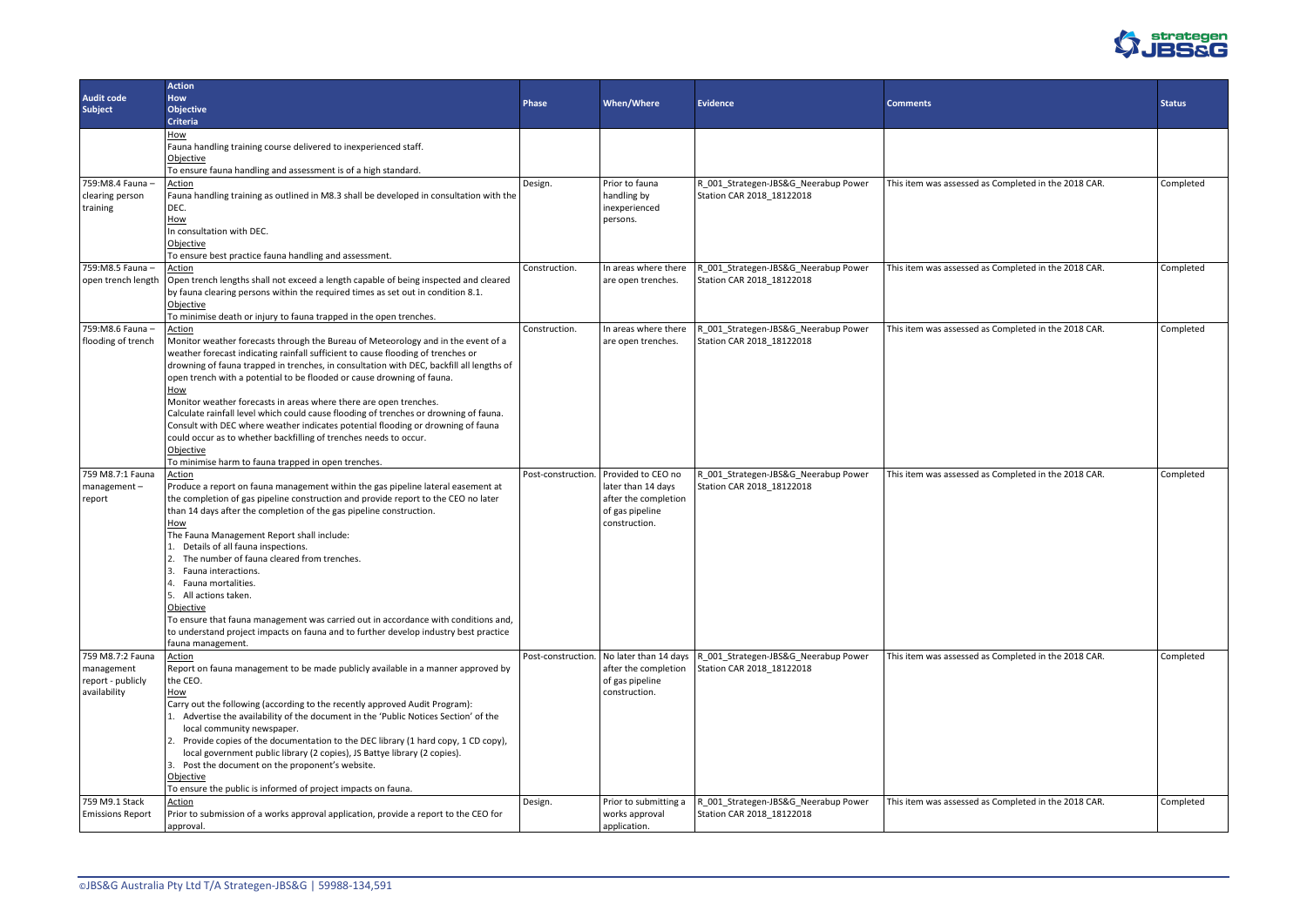| Audit code Subject | Action How Objective Criteria | Phase | When/Where | Evidence | Comments | Status |
|---|---|---|---|---|---|---|
| | How<br>Fauna handling training course delivered to inexperienced staff.<br>Objective<br>To ensure fauna handling and assessment is of a high standard. | | | | | |
| 759:M8.4 Fauna – clearing person training | Action<br>Fauna handling training as outlined in M8.3 shall be developed in consultation with the DEC.<br>How<br>In consultation with DEC.<br>Objective<br>To ensure best practice fauna handling and assessment. | Design. | Prior to fauna handling by inexperienced persons. | R_001_Strategen-JBS&G_Neerabup Power Station CAR 2018_18122018 | This item was assessed as Completed in the 2018 CAR. | Completed |
| 759:M8.5 Fauna – open trench length | Action<br>Open trench lengths shall not exceed a length capable of being inspected and cleared by fauna clearing persons within the required times as set out in condition 8.1.<br>Objective<br>To minimise death or injury to fauna trapped in the open trenches. | Construction. | In areas where there are open trenches. | R_001_Strategen-JBS&G_Neerabup Power Station CAR 2018_18122018 | This item was assessed as Completed in the 2018 CAR. | Completed |
| 759:M8.6 Fauna – flooding of trench | Action<br>Monitor weather forecasts through the Bureau of Meteorology and in the event of a weather forecast indicating rainfall sufficient to cause flooding of trenches or drowning of fauna trapped in trenches, in consultation with DEC, backfill all lengths of open trench with a potential to be flooded or cause drowning of fauna.<br>How<br>Monitor weather forecasts in areas where there are open trenches.<br>Calculate rainfall level which could cause flooding of trenches or drowning of fauna.<br>Consult with DEC where weather indicates potential flooding or drowning of fauna could occur as to whether backfilling of trenches needs to occur.<br>Objective<br>To minimise harm to fauna trapped in open trenches. | Construction. | In areas where there are open trenches. | R_001_Strategen-JBS&G_Neerabup Power Station CAR 2018_18122018 | This item was assessed as Completed in the 2018 CAR. | Completed |
| 759 M8.7:1 Fauna management – report | Action<br>Produce a report on fauna management within the gas pipeline lateral easement at the completion of gas pipeline construction and provide report to the CEO no later than 14 days after the completion of the gas pipeline construction.<br>How<br>The Fauna Management Report shall include:<br>1. Details of all fauna inspections.<br>2. The number of fauna cleared from trenches.<br>3. Fauna interactions.<br>4. Fauna mortalities.<br>5. All actions taken.<br>Objective<br>To ensure that fauna management was carried out in accordance with conditions and, to understand project impacts on fauna and to further develop industry best practice fauna management. | Post-construction. | Provided to CEO no later than 14 days after the completion of gas pipeline construction. | R_001_Strategen-JBS&G_Neerabup Power Station CAR 2018_18122018 | This item was assessed as Completed in the 2018 CAR. | Completed |
| 759 M8.7:2 Fauna management report - publicly availability | Action<br>Report on fauna management to be made publicly available in a manner approved by the CEO.<br>How<br>Carry out the following (according to the recently approved Audit Program):<br>1. Advertise the availability of the document in the 'Public Notices Section' of the local community newspaper.<br>2. Provide copies of the documentation to the DEC library (1 hard copy, 1 CD copy), local government public library (2 copies), JS Battye library (2 copies).<br>3. Post the document on the proponent's website.<br>Objective<br>To ensure the public is informed of project impacts on fauna. | Post-construction. | No later than 14 days after the completion of gas pipeline construction. | R_001_Strategen-JBS&G_Neerabup Power Station CAR 2018_18122018 | This item was assessed as Completed in the 2018 CAR. | Completed |
| 759 M9.1 Stack Emissions Report | Action<br>Prior to submission of a works approval application, provide a report to the CEO for approval. | Design. | Prior to submitting a works approval application. | R_001_Strategen-JBS&G_Neerabup Power Station CAR 2018_18122018 | This item was assessed as Completed in the 2018 CAR. | Completed |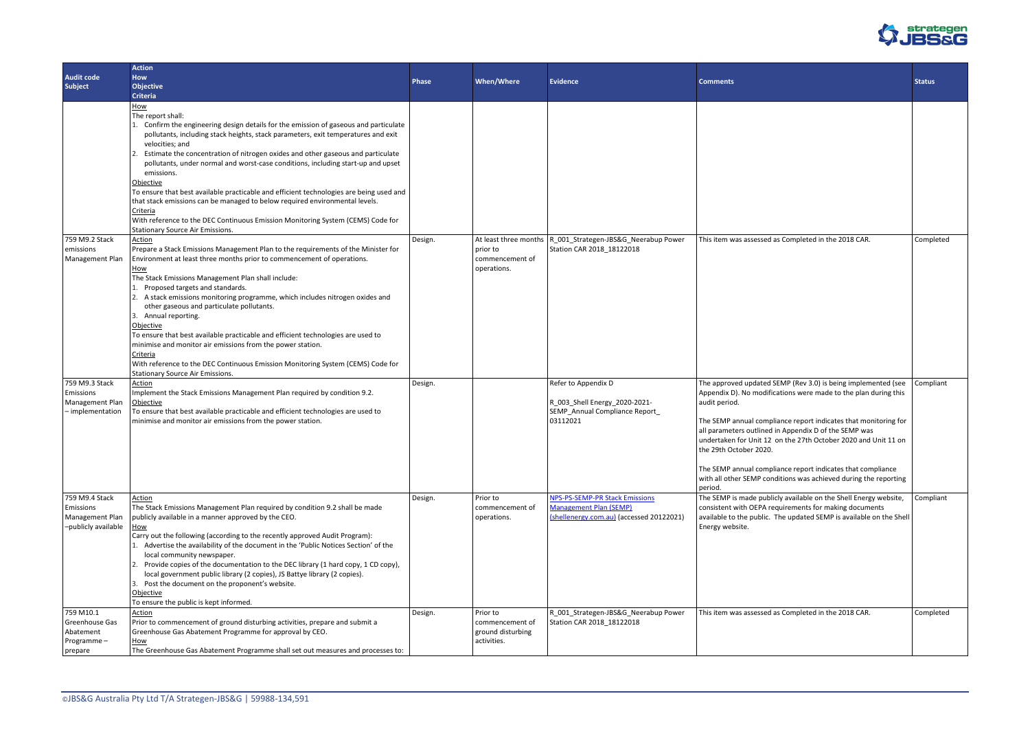| Audit code Subject | Action How Objective Criteria | Phase | When/Where | Evidence | Comments | Status |
|---|---|---|---|---|---|---|
| | How<br>The report shall:<br>1. Confirm the engineering design details for the emission of gaseous and particulate pollutants, including stack heights, stack parameters, exit temperatures and exit velocities; and<br>2. Estimate the concentration of nitrogen oxides and other gaseous and particulate pollutants, under normal and worst-case conditions, including start-up and upset emissions.<br>Objective<br>To ensure that best available practicable and efficient technologies are being used and that stack emissions can be managed to below required environmental levels.<br>Criteria<br>With reference to the DEC Continuous Emission Monitoring System (CEMS) Code for Stationary Source Air Emissions. | | | | | |
| 759 M9.2 Stack emissions Management Plan | Action<br>Prepare a Stack Emissions Management Plan to the requirements of the Minister for Environment at least three months prior to commencement of operations.<br>How<br>The Stack Emissions Management Plan shall include:<br>1. Proposed targets and standards.<br>2. A stack emissions monitoring programme, which includes nitrogen oxides and other gaseous and particulate pollutants.<br>3. Annual reporting.<br>Objective<br>To ensure that best available practicable and efficient technologies are used to minimise and monitor air emissions from the power station.<br>Criteria<br>With reference to the DEC Continuous Emission Monitoring System (CEMS) Code for Stationary Source Air Emissions. | Design. | At least three months prior to commencement of operations. | R_001_Strategen-JBS&G_Neerabup Power Station CAR 2018_18122018 | This item was assessed as Completed in the 2018 CAR. | Completed |
| 759 M9.3 Stack Emissions Management Plan – implementation | Action<br>Implement the Stack Emissions Management Plan required by condition 9.2.<br>Objective<br>To ensure that best available practicable and efficient technologies are used to minimise and monitor air emissions from the power station. | Design. | | Refer to Appendix D<br><br>R_003_Shell Energy_2020-2021-SEMP_Annual Compliance Report_03112021 | The approved updated SEMP (Rev 3.0) is being implemented (see Appendix D). No modifications were made to the plan during this audit period.<br><br>The SEMP annual compliance report indicates that monitoring for all parameters outlined in Appendix D of the SEMP was undertaken for Unit 12 on the 27th October 2020 and Unit 11 on the 29th October 2020.<br><br>The SEMP annual compliance report indicates that compliance with all other SEMP conditions was achieved during the reporting period. | Compliant |
| 759 M9.4 Stack Emissions Management Plan –publicly available | Action<br>The Stack Emissions Management Plan required by condition 9.2 shall be made publicly available in a manner approved by the CEO.<br>How<br>Carry out the following (according to the recently approved Audit Program):<br>1. Advertise the availability of the document in the 'Public Notices Section' of the local community newspaper.<br>2. Provide copies of the documentation to the DEC library (1 hard copy, 1 CD copy), local government public library (2 copies), JS Battye library (2 copies).<br>3. Post the document on the proponent's website.<br>Objective<br>To ensure the public is kept informed. | Design. | Prior to commencement of operations. | NPS-PS-SEMP-PR Stack Emissions Management Plan (SEMP) (shellenergy.com.au) (accessed 20122021) | The SEMP is made publicly available on the Shell Energy website, consistent with OEPA requirements for making documents available to the public. The updated SEMP is available on the Shell Energy website. | Compliant |
| 759 M10.1 Greenhouse Gas Abatement Programme – prepare | Action<br>Prior to commencement of ground disturbing activities, prepare and submit a Greenhouse Gas Abatement Programme for approval by CEO.<br>How<br>The Greenhouse Gas Abatement Programme shall set out measures and processes to: | Design. | Prior to commencement of ground disturbing activities. | R_001_Strategen-JBS&G_Neerabup Power Station CAR 2018_18122018 | This item was assessed as Completed in the 2018 CAR. | Completed |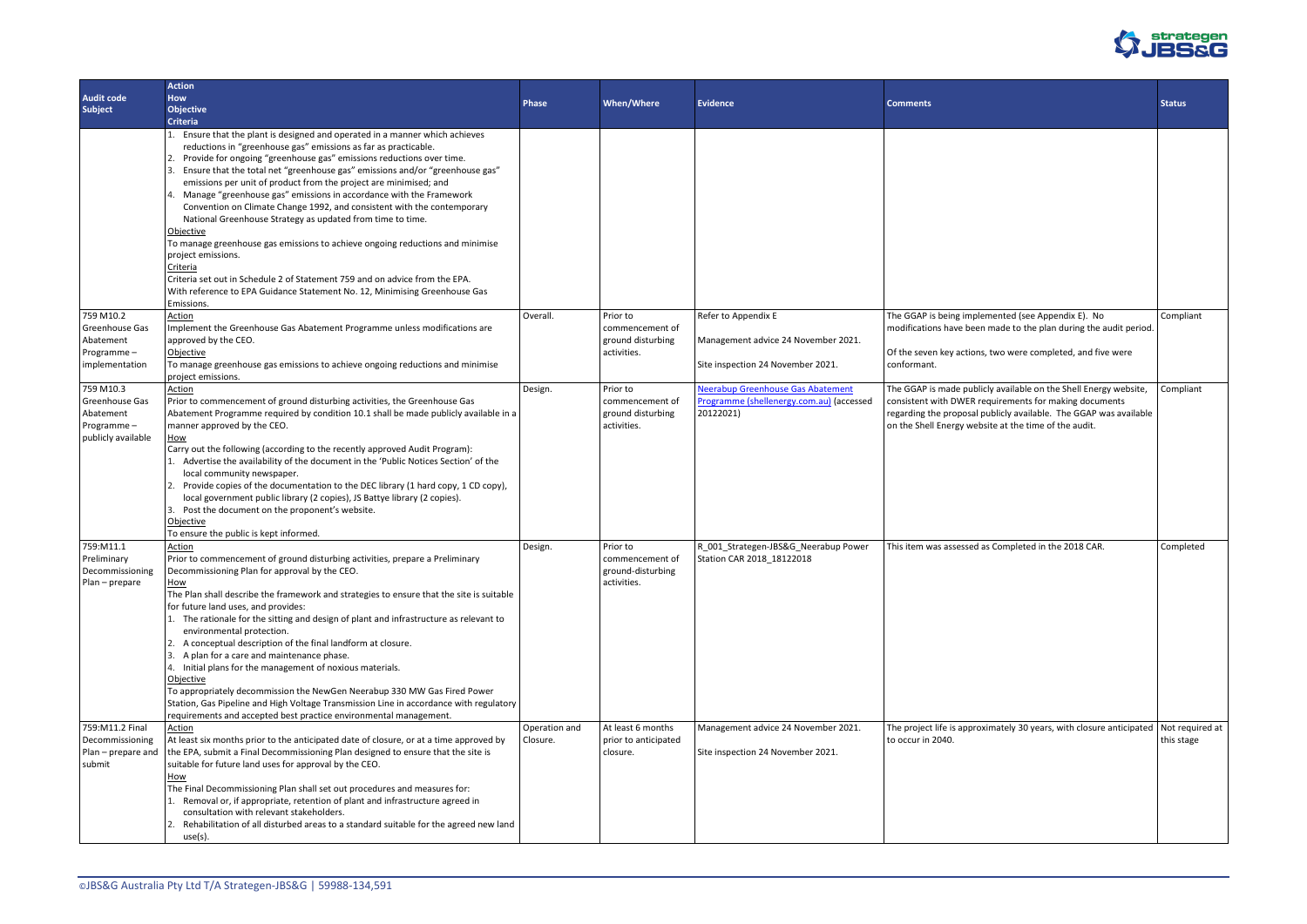| Audit code Subject | Action How Objective Criteria | Phase | When/Where | Evidence | Comments | Status |
|---|---|---|---|---|---|---|
| | 1. Ensure that the plant is designed and operated in a manner which achieves reductions in "greenhouse gas" emissions as far as practicable. 2. Provide for ongoing "greenhouse gas" emissions reductions over time. 3. Ensure that the total net "greenhouse gas" emissions and/or "greenhouse gas" emissions per unit of product from the project are minimised; and 4. Manage "greenhouse gas" emissions in accordance with the Framework Convention on Climate Change 1992, and consistent with the contemporary National Greenhouse Strategy as updated from time to time. Objective To manage greenhouse gas emissions to achieve ongoing reductions and minimise project emissions. Criteria Criteria set out in Schedule 2 of Statement 759 and on advice from the EPA. With reference to EPA Guidance Statement No. 12, Minimising Greenhouse Gas Emissions. | | | | | |
| 759 M10.2 Greenhouse Gas Abatement Programme – implementation | Action Implement the Greenhouse Gas Abatement Programme unless modifications are approved by the CEO. Objective To manage greenhouse gas emissions to achieve ongoing reductions and minimise project emissions. | Overall. | Prior to commencement of ground disturbing activities. | Refer to Appendix E<br><br>Management advice 24 November 2021.<br><br>Site inspection 24 November 2021. | The GGAP is being implemented (see Appendix E). No modifications have been made to the plan during the audit period.<br><br>Of the seven key actions, two were completed, and five were conformant. | Compliant |
| 759 M10.3 Greenhouse Gas Abatement Programme – publicly available | Action Prior to commencement of ground disturbing activities, the Greenhouse Gas Abatement Programme required by condition 10.1 shall be made publicly available in a manner approved by the CEO. How Carry out the following (according to the recently approved Audit Program): 1. Advertise the availability of the document in the 'Public Notices Section' of the local community newspaper. 2. Provide copies of the documentation to the DEC library (1 hard copy, 1 CD copy), local government public library (2 copies), JS Battye library (2 copies). 3. Post the document on the proponent's website. Objective To ensure the public is kept informed. | Design. | Prior to commencement of ground disturbing activities. | Neerabup Greenhouse Gas Abatement Programme (shellenergy.com.au) (accessed 20122021) | The GGAP is made publicly available on the Shell Energy website, consistent with DWER requirements for making documents regarding the proposal publicly available. The GGAP was available on the Shell Energy website at the time of the audit. | Compliant |
| 759:M11.1 Preliminary Decommissioning Plan – prepare | Action Prior to commencement of ground disturbing activities, prepare a Preliminary Decommissioning Plan for approval by the CEO. How The Plan shall describe the framework and strategies to ensure that the site is suitable for future land uses, and provides: 1. The rationale for the sitting and design of plant and infrastructure as relevant to environmental protection. 2. A conceptual description of the final landform at closure. 3. A plan for a care and maintenance phase. 4. Initial plans for the management of noxious materials. Objective To appropriately decommission the NewGen Neerabup 330 MW Gas Fired Power Station, Gas Pipeline and High Voltage Transmission Line in accordance with regulatory requirements and accepted best practice environmental management. | Design. | Prior to commencement of ground-disturbing activities. | R_001_Strategen-JBS&G_Neerabup Power Station CAR 2018_18122018 | This item was assessed as Completed in the 2018 CAR. | Completed |
| 759:M11.2 Final Decommissioning Plan – prepare and submit | Action At least six months prior to the anticipated date of closure, or at a time approved by the EPA, submit a Final Decommissioning Plan designed to ensure that the site is suitable for future land uses for approval by the CEO. How The Final Decommissioning Plan shall set out procedures and measures for: 1. Removal or, if appropriate, retention of plant and infrastructure agreed in consultation with relevant stakeholders. 2. Rehabilitation of all disturbed areas to a standard suitable for the agreed new land use(s). | Operation and Closure. | At least 6 months prior to anticipated closure. | Management advice 24 November 2021.<br><br>Site inspection 24 November 2021. | The project life is approximately 30 years, with closure anticipated to occur in 2040. | Not required at this stage |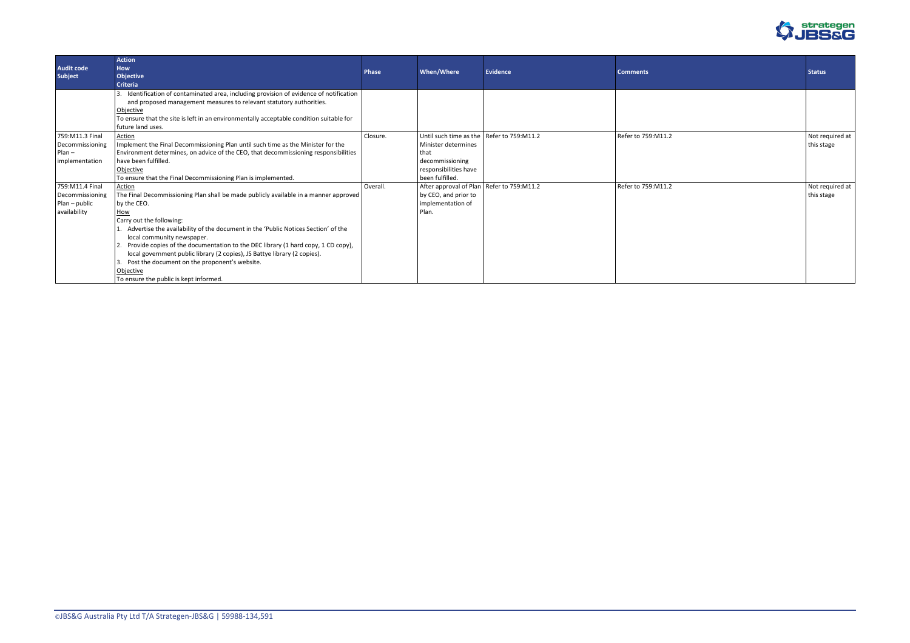| Audit code Subject | Action How Objective Criteria | Phase | When/Where | Evidence | Comments | Status |
|---|---|---|---|---|---|---|
| | 3. Identification of contaminated area, including provision of evidence of notification and proposed management measures to relevant statutory authorities.<br>Objective<br>To ensure that the site is left in an environmentally acceptable condition suitable for future land uses. | | | | | |
| 759:M11.3 Final Decommissioning Plan – implementation | Action<br>Implement the Final Decommissioning Plan until such time as the Minister for the Environment determines, on advice of the CEO, that decommissioning responsibilities have been fulfilled.<br>Objective<br>To ensure that the Final Decommissioning Plan is implemented. | Closure. | Until such time as the Minister determines that decommissioning responsibilities have been fulfilled. | Refer to 759:M11.2 | Refer to 759:M11.2 | Not required at this stage |
| 759:M11.4 Final Decommissioning Plan – public availability | Action<br>The Final Decommissioning Plan shall be made publicly available in a manner approved by the CEO.<br>How<br>Carry out the following:<br>1. Advertise the availability of the document in the 'Public Notices Section' of the local community newspaper.<br>2. Provide copies of the documentation to the DEC library (1 hard copy, 1 CD copy), local government public library (2 copies), JS Battye library (2 copies).<br>3. Post the document on the proponent's website.<br>Objective<br>To ensure the public is kept informed. | Overall. | After approval of Plan by CEO, and prior to implementation of Plan. | Refer to 759:M11.2 | Refer to 759:M11.2 | Not required at this stage |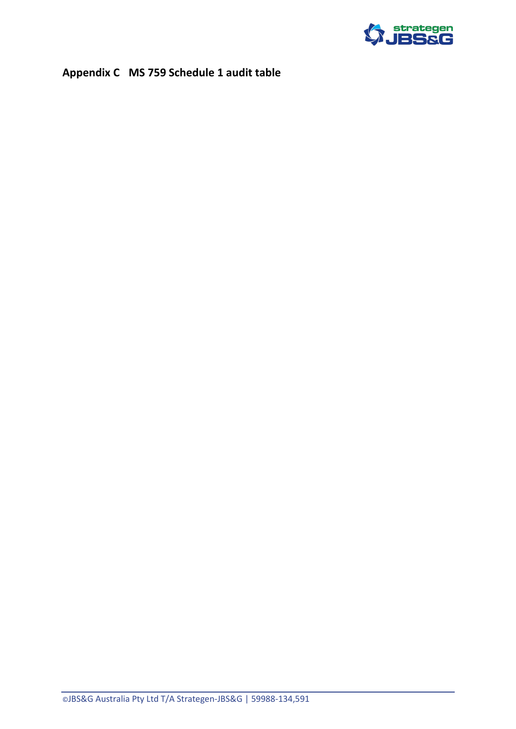# Appendix C MS 759 Schedule 1 audit table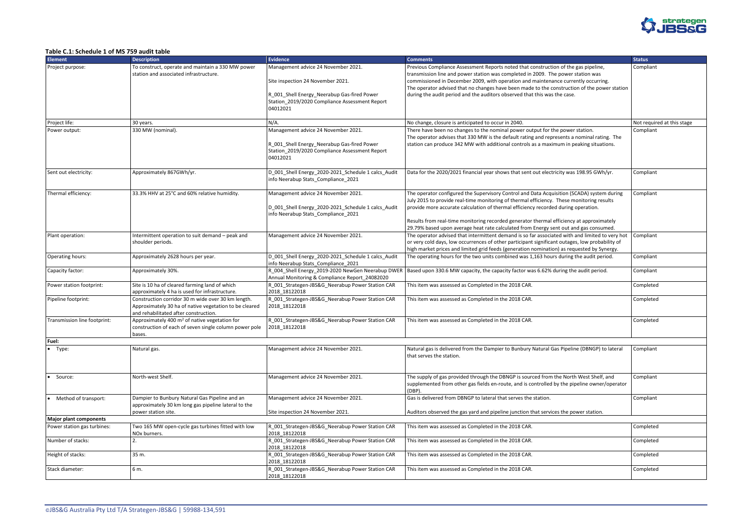**Table C.1: Schedule 1 of MS 759 audit table**

| Element | Description | Evidence | Comments | Status |
|---|---|---|---|---|
| Project purpose: | To construct, operate and maintain a 330 MW power station and associated infrastructure. | Management advice 24 November 2021.<br><br>Site inspection 24 November 2021.<br><br>R_001_Shell Energy_Neerabup Gas-fired Power Station_2019/2020 Compliance Assessment Report 04012021 | Previous Compliance Assessment Reports noted that construction of the gas pipeline, transmission line and power station was completed in 2009. The power station was commissioned in December 2009, with operation and maintenance currently occurring. The operator advised that no changes have been made to the construction of the power station during the audit period and the auditors observed that this was the case. | Compliant |
| Project life: | 30 years. | N/A. | No change, closure is anticipated to occur in 2040. | Not required at this stage |
| Power output: | 330 MW (nominal). | Management advice 24 November 2021.<br><br>R_001_Shell Energy_Neerabup Gas-fired Power Station_2019/2020 Compliance Assessment Report 04012021 | There have been no changes to the nominal power output for the power station. The operator advises that 330 MW is the default rating and represents a nominal rating. The station can produce 342 MW with additional controls as a maximum in peaking situations. | Compliant |
| Sent out electricity: | Approximately 867GWh/yr. | D_001_Shell Energy_2020-2021_Schedule 1 calcs_Audit info Neerabup Stats_Compliance_2021 | Data for the 2020/2021 financial year shows that sent out electricity was 198.95 GWh/yr. | Compliant |
| Thermal efficiency: | 33.3% HHV at 25°C and 60% relative humidity. | Management advice 24 November 2021.<br><br>D_001_Shell Energy_2020-2021_Schedule 1 calcs_Audit info Neerabup Stats_Compliance_2021 | The operator configured the Supervisory Control and Data Acquisition (SCADA) system during July 2015 to provide real-time monitoring of thermal efficiency. These monitoring results provide more accurate calculation of thermal efficiency recorded during operation.<br><br>Results from real-time monitoring recorded generator thermal efficiency at approximately 29.79% based upon average heat rate calculated from Energy sent out and gas consumed. | Compliant |
| Plant operation: | Intermittent operation to suit demand – peak and shoulder periods. | Management advice 24 November 2021. | The operator advised that intermittent demand is so far associated with and limited to very hot or very cold days, low occurrences of other participant significant outages, low probability of high market prices and limited grid feeds (generation nomination) as requested by Synergy. | Compliant |
| Operating hours: | Approximately 2628 hours per year. | D_001_Shell Energy_2020-2021_Schedule 1 calcs_Audit info Neerabup Stats_Compliance_2021 | The operating hours for the two units combined was 1,163 hours during the audit period. | Compliant |
| Capacity factor: | Approximately 30%. | R_004_Shell Energy_2019-2020 NewGen Neerabup DWER Annual Monitoring & Compliance Report_24082020 | Based upon 330.6 MW capacity, the capacity factor was 6.62% during the audit period. | Compliant |
| Power station footprint: | Site is 10 ha of cleared farming land of which approximately 4 ha is used for infrastructure. | R_001_Strategen-JBS&G_Neerabup Power Station CAR 2018_18122018 | This item was assessed as Completed in the 2018 CAR. | Completed |
| Pipeline footprint: | Construction corridor 30 m wide over 30 km length. Approximately 30 ha of native vegetation to be cleared and rehabilitated after construction. | R_001_Strategen-JBS&G_Neerabup Power Station CAR 2018_18122018 | This item was assessed as Completed in the 2018 CAR. | Completed |
| Transmission line footprint: | Approximately 400 m$^2$ of native vegetation for construction of each of seven single column power pole bases. | R_001_Strategen-JBS&G_Neerabup Power Station CAR 2018_18122018 | This item was assessed as Completed in the 2018 CAR. | Completed |
| **Fuel:** | | | | |
| • Type: | Natural gas. | Management advice 24 November 2021. | Natural gas is delivered from the Dampier to Bunbury Natural Gas Pipeline (DBNGP) to lateral that serves the station. | Compliant |
| • Source: | North-west Shelf. | Management advice 24 November 2021. | The supply of gas provided through the DBNGP is sourced from the North West Shelf, and supplemented from other gas fields en-route, and is controlled by the pipeline owner/operator (DBP). | Compliant |
| • Method of transport: | Dampier to Bunbury Natural Gas Pipeline and an approximately 30 km long gas pipeline lateral to the power station site. | Management advice 24 November 2021.<br><br>Site inspection 24 November 2021. | Gas is delivered from DBNGP to lateral that serves the station.<br><br>Auditors observed the gas yard and pipeline junction that services the power station. | Compliant |
| **Major plant components** | | | | |
| Power station gas turbines: | Two 165 MW open-cycle gas turbines fitted with low NOx burners. | R_001_Strategen-JBS&G_Neerabup Power Station CAR 2018_18122018 | This item was assessed as Completed in the 2018 CAR. | Completed |
| Number of stacks: | 2. | R_001_Strategen-JBS&G_Neerabup Power Station CAR 2018_18122018 | This item was assessed as Completed in the 2018 CAR. | Completed |
| Height of stacks: | 35 m. | R_001_Strategen-JBS&G_Neerabup Power Station CAR 2018_18122018 | This item was assessed as Completed in the 2018 CAR. | Completed |
| Stack diameter: | 6 m. | R_001_Strategen-JBS&G_Neerabup Power Station CAR 2018_18122018 | This item was assessed as Completed in the 2018 CAR. | Completed |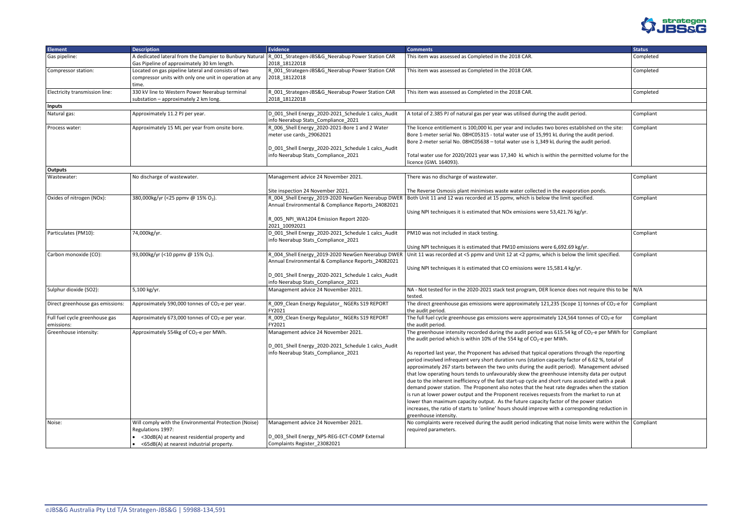| Element | Description | Evidence | Comments | Status |
|---|---|---|---|---|
| Gas pipeline: | A dedicated lateral from the Dampier to Bunbury Natural Gas Pipeline of approximately 30 km length. | R_001_Strategen-JBS&G_Neerabup Power Station CAR 2018_18122018 | This item was assessed as Completed in the 2018 CAR. | Completed |
| Compressor station: | Located on gas pipeline lateral and consists of two compressor units with only one unit in operation at any time. | R_001_Strategen-JBS&G_Neerabup Power Station CAR 2018_18122018 | This item was assessed as Completed in the 2018 CAR. | Completed |
| Electricity transmission line: | 330 kV line to Western Power Neerabup terminal substation – approximately 2 km long. | R_001_Strategen-JBS&G_Neerabup Power Station CAR 2018_18122018 | This item was assessed as Completed in the 2018 CAR. | Completed |
| **Inputs** | | | | |
| Natural gas: | Approximately 11.2 PJ per year. | D_001_Shell Energy_2020-2021_Schedule 1 calcs_Audit info Neerabup Stats_Compliance_2021 | A total of 2.385 PJ of natural gas per year was utilised during the audit period. | Compliant |
| Process water: | Approximately 15 ML per year from onsite bore. | R_006_Shell Energy_2020-2021-Bore 1 and 2 Water meter use cards_29062021<br><br>D_001_Shell Energy_2020-2021_Schedule 1 calcs_Audit info Neerabup Stats_Compliance_2021 | The licence entitlement is 100,000 kL per year and includes two bores established on the site: Bore 1-meter serial No. 08HC05315 - total water use of 15,991 kL during the audit period. Bore 2-meter serial No. 08HC05638 – total water use is 1,349 kL during the audit period.<br><br>Total water use for 2020/2021 year was 17,340 kL which is within the permitted volume for the licence (GWL 164093). | Compliant |
| **Outputs** | | | | |
| Wastewater: | No discharge of wastewater. | Management advice 24 November 2021.<br><br>Site inspection 24 November 2021. | There was no discharge of wastewater.<br><br>The Reverse Osmosis plant minimises waste water collected in the evaporation ponds. | Compliant |
| Oxides of nitrogen (NOx): | 380,000kg/yr (<25 ppmv @ 15% $O_2$). | R_004_Shell Energy_2019-2020 NewGen Neerabup DWER Annual Environmental & Compliance Reports_24082021<br><br>R_005_NPI_WA1204 Emission Report 2020-2021_10092021 | Both Unit 11 and 12 was recorded at 15 ppmv, which is below the limit specified.<br><br>Using NPI techniques it is estimated that NOx emissions were 53,421.76 kg/yr. | Compliant |
| Particulates (PM10): | 74,000kg/yr. | D_001_Shell Energy_2020-2021_Schedule 1 calcs_Audit info Neerabup Stats_Compliance_2021 | PM10 was not included in stack testing.<br><br>Using NPI techniques it is estimated that PM10 emissions were 6,692.69 kg/yr. | Compliant |
| Carbon monoxide (CO): | 93,000kg/yr (<10 ppmv @ 15% $O_2$). | R_004_Shell Energy_2019-2020 NewGen Neerabup DWER Annual Environmental & Compliance Reports_24082021<br><br>D_001_Shell Energy_2020-2021_Schedule 1 calcs_Audit info Neerabup Stats_Compliance_2021 | Unit 11 was recorded at <5 ppmv and Unit 12 at <2 ppmv, which is below the limit specified.<br><br>Using NPI techniques it is estimated that CO emissions were 15,581.4 kg/yr. | Compliant |
| Sulphur dioxide (SO2): | 5,100 kg/yr. | Management advice 24 November 2021. | NA - Not tested for in the 2020-2021 stack test program, DER licence does not require this to be tested. | N/A |
| Direct greenhouse gas emissions: | Approximately 590,000 tonnes of $CO_2$-e per year. | R_009_Clean Energy Regulator_ NGERs S19 REPORT FY2021 | The direct greenhouse gas emissions were approximately 121,235 (Scope 1) tonnes of $CO_2$-e for the audit period. | Compliant |
| Full fuel cycle greenhouse gas emissions: | Approximately 673,000 tonnes of $CO_2$-e per year. | R_009_Clean Energy Regulator_ NGERs S19 REPORT FY2021 | The full fuel cycle greenhouse gas emissions were approximately 124,564 tonnes of $CO_2$-e for the audit period. | Compliant |
| Greenhouse intensity: | Approximately 554kg of $CO_2$-e per MWh. | Management advice 24 November 2021.<br><br>D_001_Shell Energy_2020-2021_Schedule 1 calcs_Audit info Neerabup Stats_Compliance_2021 | The greenhouse intensity recorded during the audit period was 615.54 kg of $CO_2$-e per MWh for the audit period which is within 10% of the 554 kg of $CO_2$-e per MWh.<br><br>As reported last year, the Proponent has advised that typical operations through the reporting period involved infrequent very short duration runs (station capacity factor of 6.62 %, total of approximately 267 starts between the two units during the audit period). Management advised that low operating hours tends to unfavourably skew the greenhouse intensity data per output due to the inherent inefficiency of the fast start-up cycle and short runs associated with a peak demand power station. The Proponent also notes that the heat rate degrades when the station is run at lower power output and the Proponent receives requests from the market to run at lower than maximum capacity output. As the future capacity factor of the power station increases, the ratio of starts to 'online' hours should improve with a corresponding reduction in greenhouse intensity. | Compliant |
| Noise: | Will comply with the Environmental Protection (Noise) Regulations 1997:<br>• <30dB(A) at nearest residential property and<br>• <65dB(A) at nearest industrial property. | Management advice 24 November 2021.<br><br>D_003_Shell Energy_NPS-REG-ECT-COMP External Complaints Register_23082021 | No complaints were received during the audit period indicating that noise limits were within the required parameters. | Compliant |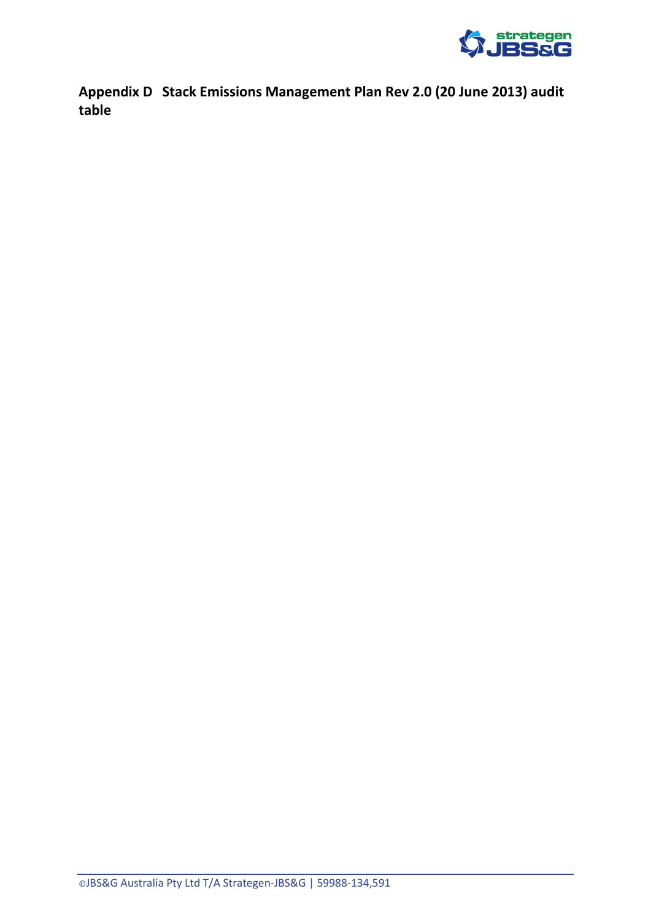# Appendix D Stack Emissions Management Plan Rev 2.0 (20 June 2013) audit table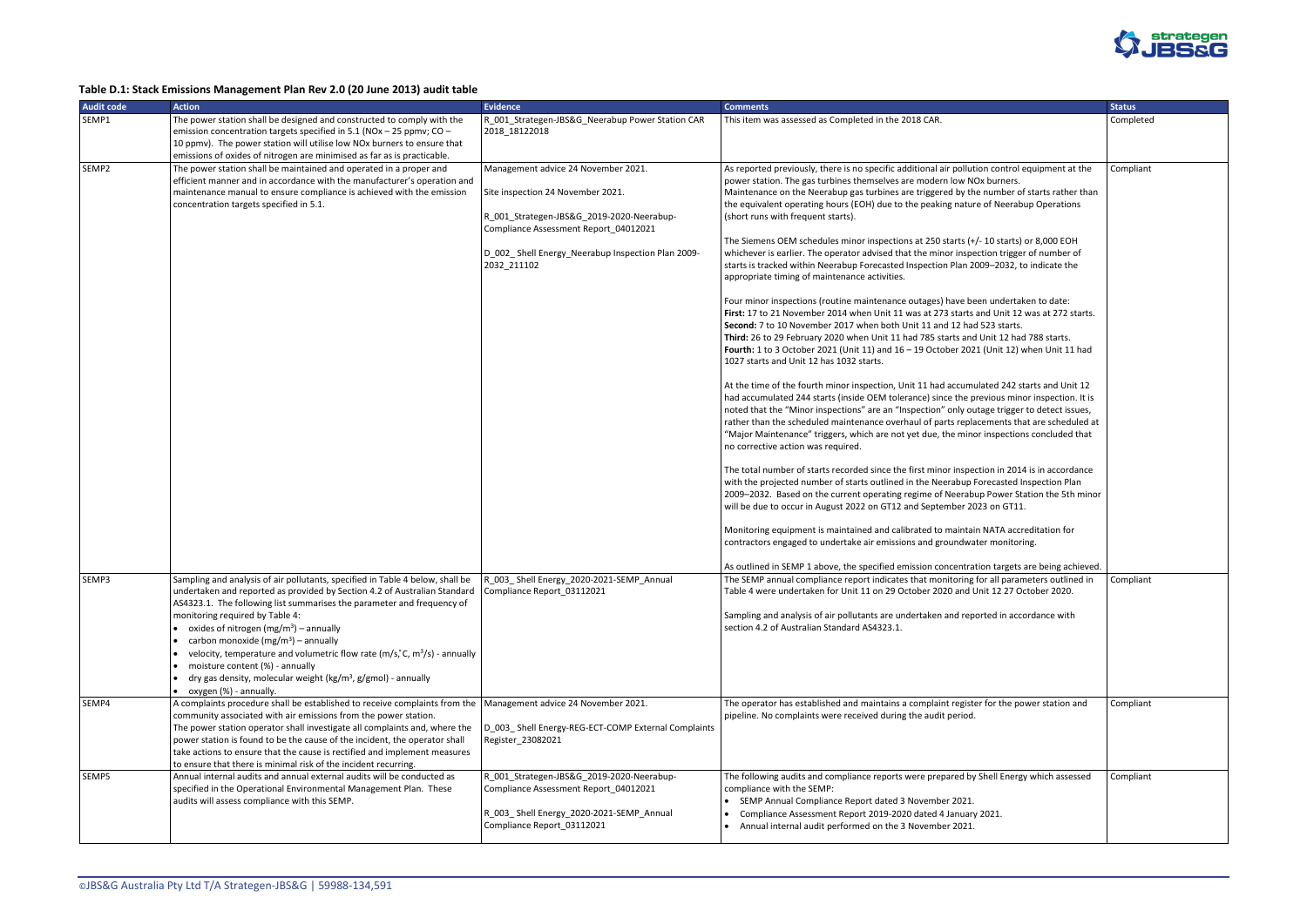### Table D.1: Stack Emissions Management Plan Rev 2.0 (20 June 2013) audit table

| Audit code | Action | Evidence | Comments | Status |
|---|---|---|---|---|
| SEMP1 | The power station shall be designed and constructed to comply with the emission concentration targets specified in 5.1 (NOx – 25 ppmv; CO – 10 ppmv). The power station will utilise low NOx burners to ensure that emissions of oxides of nitrogen are minimised as far as is practicable. | R_001_Strategen-JBS&G_Neerabup Power Station CAR 2018_18122018 | This item was assessed as Completed in the 2018 CAR. | Completed |
| SEMP2 | The power station shall be maintained and operated in a proper and efficient manner and in accordance with the manufacturer's operation and maintenance manual to ensure compliance is achieved with the emission concentration targets specified in 5.1. | Management advice 24 November 2021.<br><br>Site inspection 24 November 2021.<br><br>R_001_Strategen-JBS&G_2019-2020-Neerabup-Compliance Assessment Report_04012021<br><br>D_002_ Shell Energy_Neerabup Inspection Plan 2009-2032_211102 | As reported previously, there is no specific additional air pollution control equipment at the power station. The gas turbines themselves are modern low NOx burners.<br>Maintenance on the Neerabup gas turbines are triggered by the number of starts rather than the equivalent operating hours (EOH) due to the peaking nature of Neerabup Operations (short runs with frequent starts).<br><br>The Siemens OEM schedules minor inspections at 250 starts (+/- 10 starts) or 8,000 EOH whichever is earlier. The operator advised that the minor inspection trigger of number of starts is tracked within Neerabup Forecasted Inspection Plan 2009–2032, to indicate the appropriate timing of maintenance activities.<br><br>Four minor inspections (routine maintenance outages) have been undertaken to date:<br>**First:** 17 to 21 November 2014 when Unit 11 was at 273 starts and Unit 12 was at 272 starts.<br>**Second:** 7 to 10 November 2017 when both Unit 11 and 12 had 523 starts.<br>**Third:** 26 to 29 February 2020 when Unit 11 had 785 starts and Unit 12 had 788 starts.<br>**Fourth:** 1 to 3 October 2021 (Unit 11) and 16 – 19 October 2021 (Unit 12) when Unit 11 had 1027 starts and Unit 12 has 1032 starts.<br><br>At the time of the fourth minor inspection, Unit 11 had accumulated 242 starts and Unit 12 had accumulated 244 starts (inside OEM tolerance) since the previous minor inspection. It is noted that the "Minor inspections" are an "Inspection" only outage trigger to detect issues, rather than the scheduled maintenance overhaul of parts replacements that are scheduled at "Major Maintenance" triggers, which are not yet due, the minor inspections concluded that no corrective action was required.<br><br>The total number of starts recorded since the first minor inspection in 2014 is in accordance with the projected number of starts outlined in the Neerabup Forecasted Inspection Plan 2009–2032. Based on the current operating regime of Neerabup Power Station the 5th minor will be due to occur in August 2022 on GT12 and September 2023 on GT11.<br><br>Monitoring equipment is maintained and calibrated to maintain NATA accreditation for contractors engaged to undertake air emissions and groundwater monitoring.<br><br>As outlined in SEMP 1 above, the specified emission concentration targets are being achieved. | Compliant |
| SEMP3 | Sampling and analysis of air pollutants, specified in Table 4 below, shall be undertaken and reported as provided by Section 4.2 of Australian Standard AS4323.1. The following list summarises the parameter and frequency of monitoring required by Table 4:<br>• oxides of nitrogen (mg/m$^3$) – annually<br>• carbon monoxide (mg/m$^3$) – annually<br>• velocity, temperature and volumetric flow rate (m/s,˚C, m$^3$/s) - annually<br>• moisture content (%) - annually<br>• dry gas density, molecular weight (kg/m$^3$, g/gmol) - annually<br>• oxygen (%) - annually. | R_003_ Shell Energy_2020-2021-SEMP_Annual Compliance Report_03112021 | The SEMP annual compliance report indicates that monitoring for all parameters outlined in Table 4 were undertaken for Unit 11 on 29 October 2020 and Unit 12 27 October 2020.<br><br>Sampling and analysis of air pollutants are undertaken and reported in accordance with section 4.2 of Australian Standard AS4323.1. | Compliant |
| SEMP4 | A complaints procedure shall be established to receive complaints from the community associated with air emissions from the power station.<br>The power station operator shall investigate all complaints and, where the power station is found to be the cause of the incident, the operator shall take actions to ensure that the cause is rectified and implement measures to ensure that there is minimal risk of the incident recurring. | Management advice 24 November 2021.<br><br>D_003_ Shell Energy-REG-ECT-COMP External Complaints Register_23082021 | The operator has established and maintains a complaint register for the power station and pipeline. No complaints were received during the audit period. | Compliant |
| SEMP5 | Annual internal audits and annual external audits will be conducted as specified in the Operational Environmental Management Plan. These audits will assess compliance with this SEMP. | R_001_Strategen-JBS&G_2019-2020-Neerabup-Compliance Assessment Report_04012021<br><br>R_003_ Shell Energy_2020-2021-SEMP_Annual Compliance Report_03112021 | The following audits and compliance reports were prepared by Shell Energy which assessed compliance with the SEMP:<br>• SEMP Annual Compliance Report dated 3 November 2021.<br>• Compliance Assessment Report 2019-2020 dated 4 January 2021.<br>• Annual internal audit performed on the 3 November 2021. | Compliant |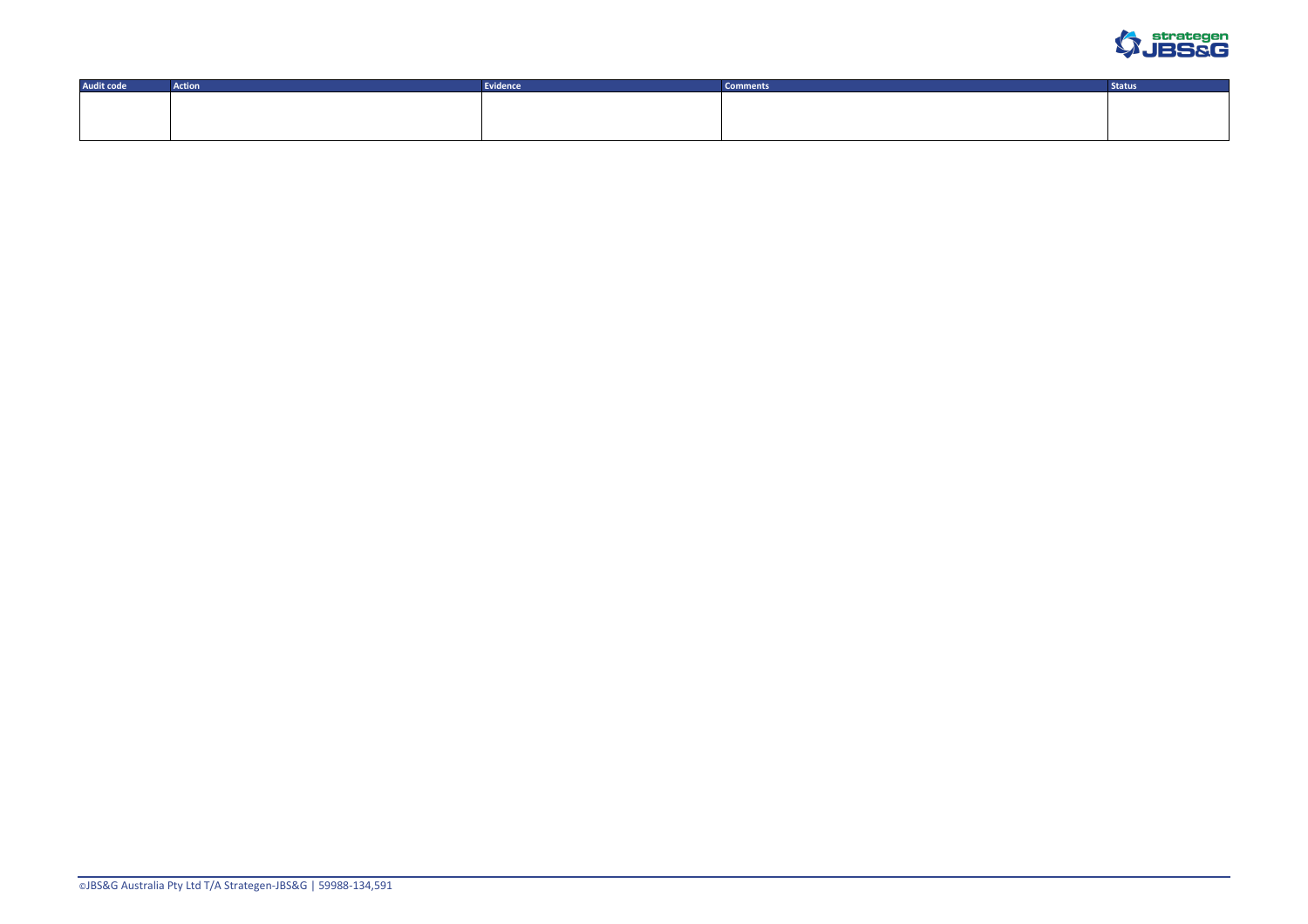| Audit code | Action | Evidence | Comments | Status |
| --- | --- | --- | --- | --- |
| | | | | |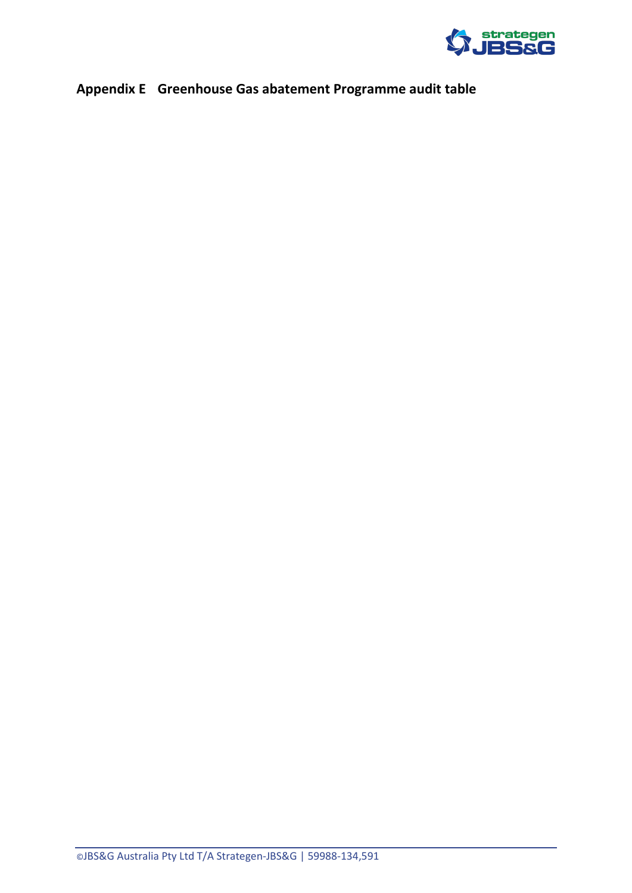# Appendix E Greenhouse Gas abatement Programme audit table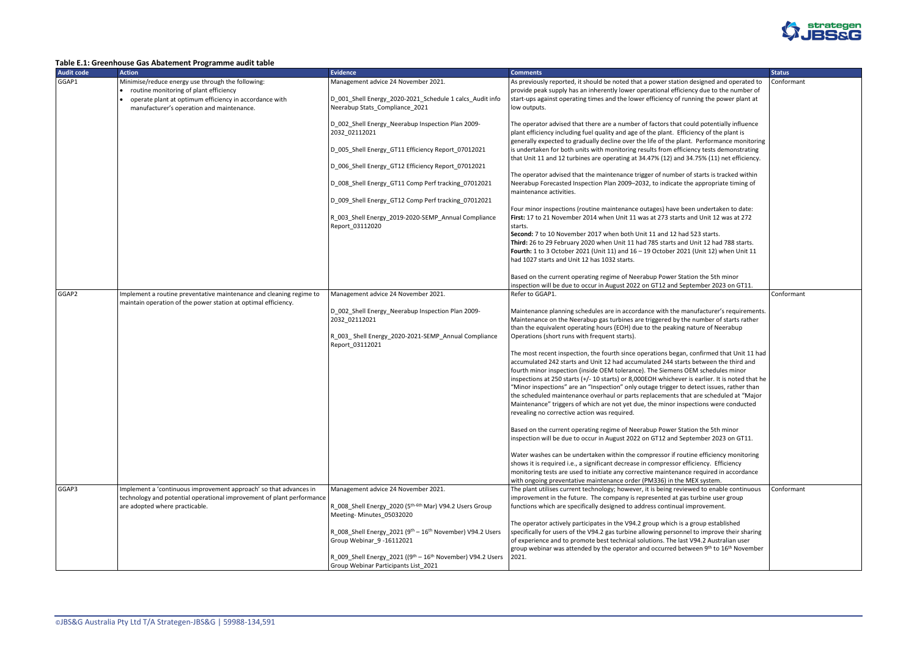**Table E.1: Greenhouse Gas Abatement Programme audit table**

| Audit code | Action | Evidence | Comments | Status |
|---|---|---|---|---|
| GGAP1 | Minimise/reduce energy use through the following:<br>• routine monitoring of plant efficiency<br>• operate plant at optimum efficiency in accordance with manufacturer's operation and maintenance. | Management advice 24 November 2021.<br><br>D_001_Shell Energy_2020-2021_Schedule 1 calcs_Audit info Neerabup Stats_Compliance_2021<br><br>D_002_Shell Energy_Neerabup Inspection Plan 2009-2032_02112021<br><br>D_005_Shell Energy_GT11 Efficiency Report_07012021<br><br>D_006_Shell Energy_GT12 Efficiency Report_07012021<br><br>D_008_Shell Energy_GT11 Comp Perf tracking_07012021<br><br>D_009_Shell Energy_GT12 Comp Perf tracking_07012021<br><br>R_003_Shell Energy_2019-2020-SEMP_Annual Compliance Report_03112020 | As previously reported, it should be noted that a power station designed and operated to provide peak supply has an inherently lower operational efficiency due to the number of start-ups against operating times and the lower efficiency of running the power plant at low outputs.<br><br>The operator advised that there are a number of factors that could potentially influence plant efficiency including fuel quality and age of the plant. Efficiency of the plant is generally expected to gradually decline over the life of the plant. Performance monitoring is undertaken for both units with monitoring results from efficiency tests demonstrating that Unit 11 and 12 turbines are operating at 34.47% (12) and 34.75% (11) net efficiency.<br><br>The operator advised that the maintenance trigger of number of starts is tracked within Neerabup Forecasted Inspection Plan 2009–2032, to indicate the appropriate timing of maintenance activities.<br><br>Four minor inspections (routine maintenance outages) have been undertaken to date:<br>**First:** 17 to 21 November 2014 when Unit 11 was at 273 starts and Unit 12 was at 272 starts.<br>**Second:** 7 to 10 November 2017 when both Unit 11 and 12 had 523 starts.<br>**Third:** 26 to 29 February 2020 when Unit 11 had 785 starts and Unit 12 had 788 starts.<br>**Fourth:** 1 to 3 October 2021 (Unit 11) and 16 – 19 October 2021 (Unit 12) when Unit 11 had 1027 starts and Unit 12 has 1032 starts.<br><br>Based on the current operating regime of Neerabup Power Station the 5th minor inspection will be due to occur in August 2022 on GT12 and September 2023 on GT11. | Conformant |
| GGAP2 | Implement a routine preventative maintenance and cleaning regime to maintain operation of the power station at optimal efficiency. | Management advice 24 November 2021.<br><br>D_002_Shell Energy_Neerabup Inspection Plan 2009-2032_02112021<br><br>R_003_ Shell Energy_2020-2021-SEMP_Annual Compliance Report_03112021 | Refer to GGAP1.<br><br>Maintenance planning schedules are in accordance with the manufacturer's requirements. Maintenance on the Neerabup gas turbines are triggered by the number of starts rather than the equivalent operating hours (EOH) due to the peaking nature of Neerabup Operations (short runs with frequent starts).<br><br>The most recent inspection, the fourth since operations began, confirmed that Unit 11 had accumulated 242 starts and Unit 12 had accumulated 244 starts between the third and fourth minor inspection (inside OEM tolerance). The Siemens OEM schedules minor inspections at 250 starts (+/- 10 starts) or 8,000EOH whichever is earlier. It is noted that he "Minor inspections" are an "Inspection" only outage trigger to detect issues, rather than the scheduled maintenance overhaul or parts replacements that are scheduled at "Major Maintenance" triggers of which are not yet due, the minor inspections were conducted revealing no corrective action was required.<br><br>Based on the current operating regime of Neerabup Power Station the 5th minor inspection will be due to occur in August 2022 on GT12 and September 2023 on GT11.<br><br>Water washes can be undertaken within the compressor if routine efficiency monitoring shows it is required i.e., a significant decrease in compressor efficiency. Efficiency monitoring tests are used to initiate any corrective maintenance required in accordance with ongoing preventative maintenance order (PM336) in the MEX system. | Conformant |
| GGAP3 | Implement a 'continuous improvement approach' so that advances in technology and potential operational improvement of plant performance are adopted where practicable. | Management advice 24 November 2021.<br><br>R_008_Shell Energy_2020 (5th-6th Mar) V94.2 Users Group Meeting- Minutes_05032020<br><br>R_008_Shell Energy_2021 (9th – 16th November) V94.2 Users Group Webinar_9 -16112021<br><br>R_009_Shell Energy_2021 ((9th – 16th November) V94.2 Users Group Webinar Participants List_2021 | The plant utilises current technology; however, it is being reviewed to enable continuous improvement in the future. The company is represented at gas turbine user group functions which are specifically designed to address continual improvement.<br><br>The operator actively participates in the V94.2 group which is a group established specifically for users of the V94.2 gas turbine allowing personnel to improve their sharing of experience and to promote best technical solutions. The last V94.2 Australian user group webinar was attended by the operator and occurred between 9th to 16th November 2021. | Conformant |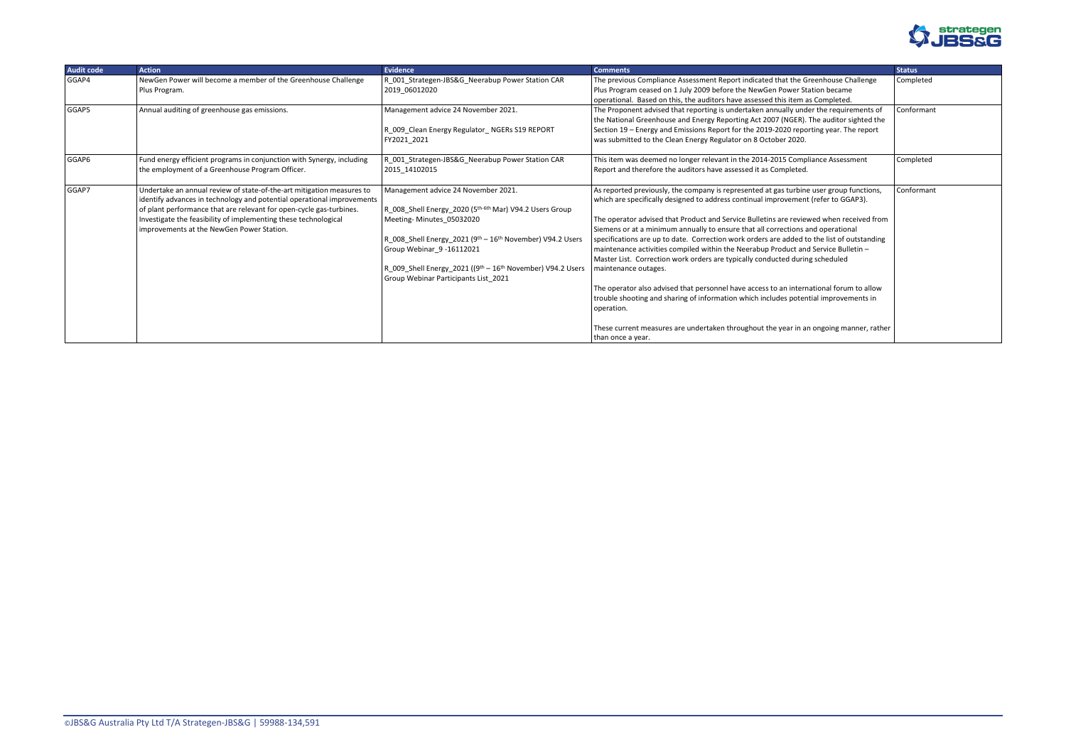| Audit code | Action | Evidence | Comments | Status |
|---|---|---|---|---|
| GGAP4 | NewGen Power will become a member of the Greenhouse Challenge Plus Program. | R_001_Strategen-JBS&G_Neerabup Power Station CAR 2019_06012020 | The previous Compliance Assessment Report indicated that the Greenhouse Challenge Plus Program ceased on 1 July 2009 before the NewGen Power Station became operational. Based on this, the auditors have assessed this item as Completed. | Completed |
| GGAP5 | Annual auditing of greenhouse gas emissions. | Management advice 24 November 2021.<br><br>R_009_Clean Energy Regulator_ NGERs S19 REPORT FY2021_2021 | The Proponent advised that reporting is undertaken annually under the requirements of the National Greenhouse and Energy Reporting Act 2007 (NGER). The auditor sighted the Section 19 – Energy and Emissions Report for the 2019-2020 reporting year. The report was submitted to the Clean Energy Regulator on 8 October 2020. | Conformant |
| GGAP6 | Fund energy efficient programs in conjunction with Synergy, including the employment of a Greenhouse Program Officer. | R_001_Strategen-JBS&G_Neerabup Power Station CAR 2015_14102015 | This item was deemed no longer relevant in the 2014-2015 Compliance Assessment Report and therefore the auditors have assessed it as Completed. | Completed |
| GGAP7 | Undertake an annual review of state-of-the-art mitigation measures to identify advances in technology and potential operational improvements of plant performance that are relevant for open-cycle gas-turbines. Investigate the feasibility of implementing these technological improvements at the NewGen Power Station. | Management advice 24 November 2021.<br><br>R_008_Shell Energy_2020 (5th-6th Mar) V94.2 Users Group Meeting- Minutes_05032020<br><br>R_008_Shell Energy_2021 (9th – 16th November) V94.2 Users Group Webinar_9 -16112021<br><br>R_009_Shell Energy_2021 ((9th – 16th November) V94.2 Users Group Webinar Participants List_2021 | As reported previously, the company is represented at gas turbine user group functions, which are specifically designed to address continual improvement (refer to GGAP3).<br><br>The operator advised that Product and Service Bulletins are reviewed when received from Siemens or at a minimum annually to ensure that all corrections and operational specifications are up to date. Correction work orders are added to the list of outstanding maintenance activities compiled within the Neerabup Product and Service Bulletin – Master List. Correction work orders are typically conducted during scheduled maintenance outages.<br><br>The operator also advised that personnel have access to an international forum to allow trouble shooting and sharing of information which includes potential improvements in operation.<br><br>These current measures are undertaken throughout the year in an ongoing manner, rather than once a year. | Conformant |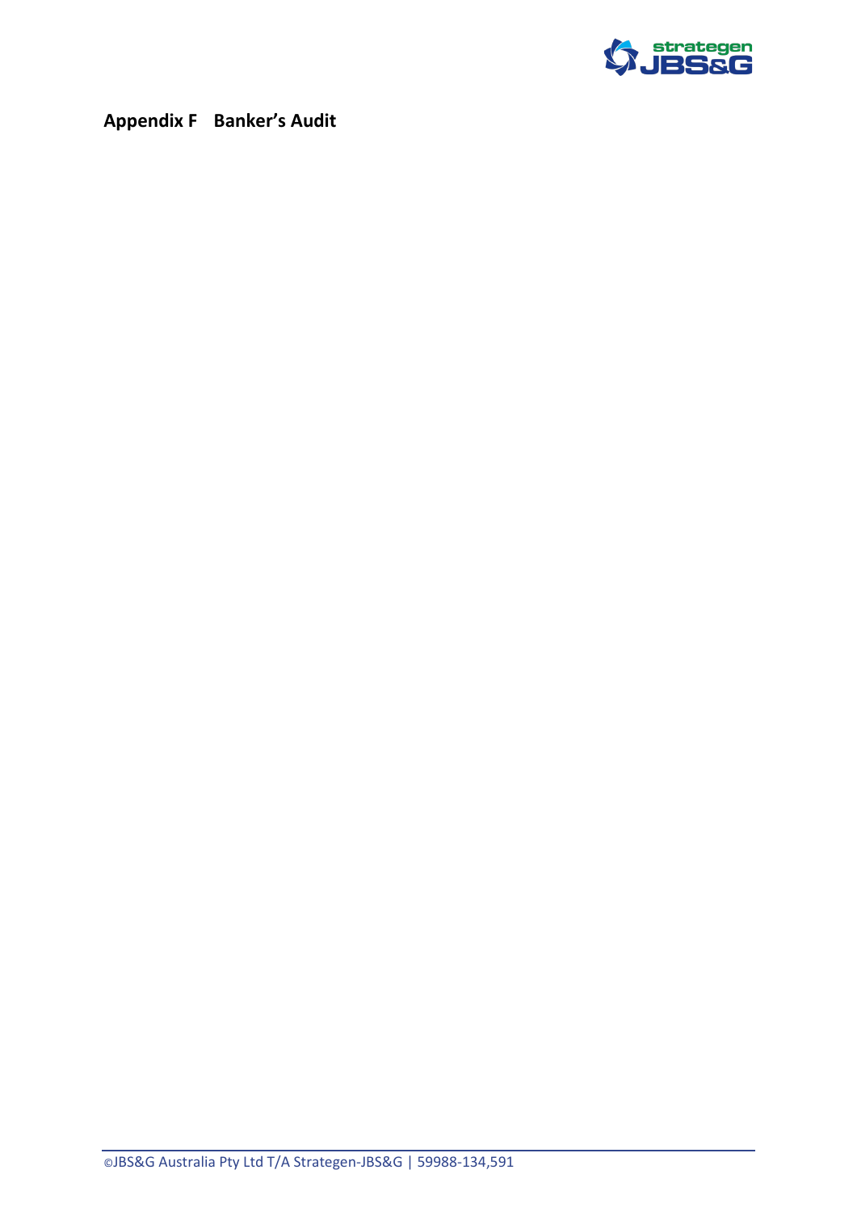# Appendix F Banker's Audit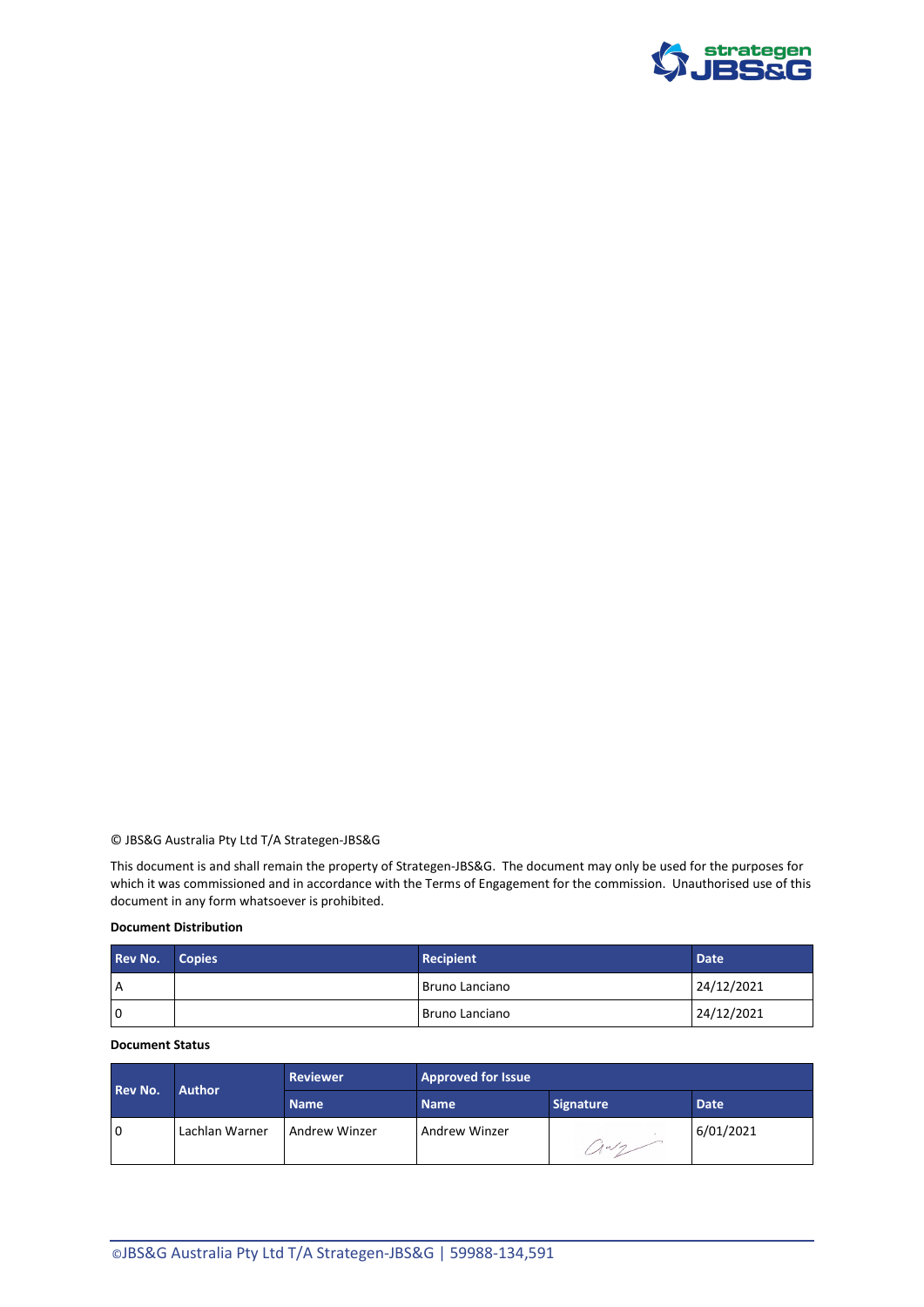© JBS&G Australia Pty Ltd T/A Strategen-JBS&G

This document is and shall remain the property of Strategen-JBS&G. The document may only be used for the purposes for which it was commissioned and in accordance with the Terms of Engagement for the commission. Unauthorised use of this document in any form whatsoever is prohibited.

**Document Distribution**

| Rev No. | Copies | Recipient | Date |
|---|---|---|---|
| A | | Bruno Lanciano | 24/12/2021 |
| 0 | | Bruno Lanciano | 24/12/2021 |

**Document Status**

| Rev No. | Author | Reviewer | Approved for Issue | | |
|---|---|---|---|---|---|
| | | Name | Name | Signature | Date |
| 0 | Lachlan Warner | Andrew Winzer | Andrew Winzer | | 6/01/2021 |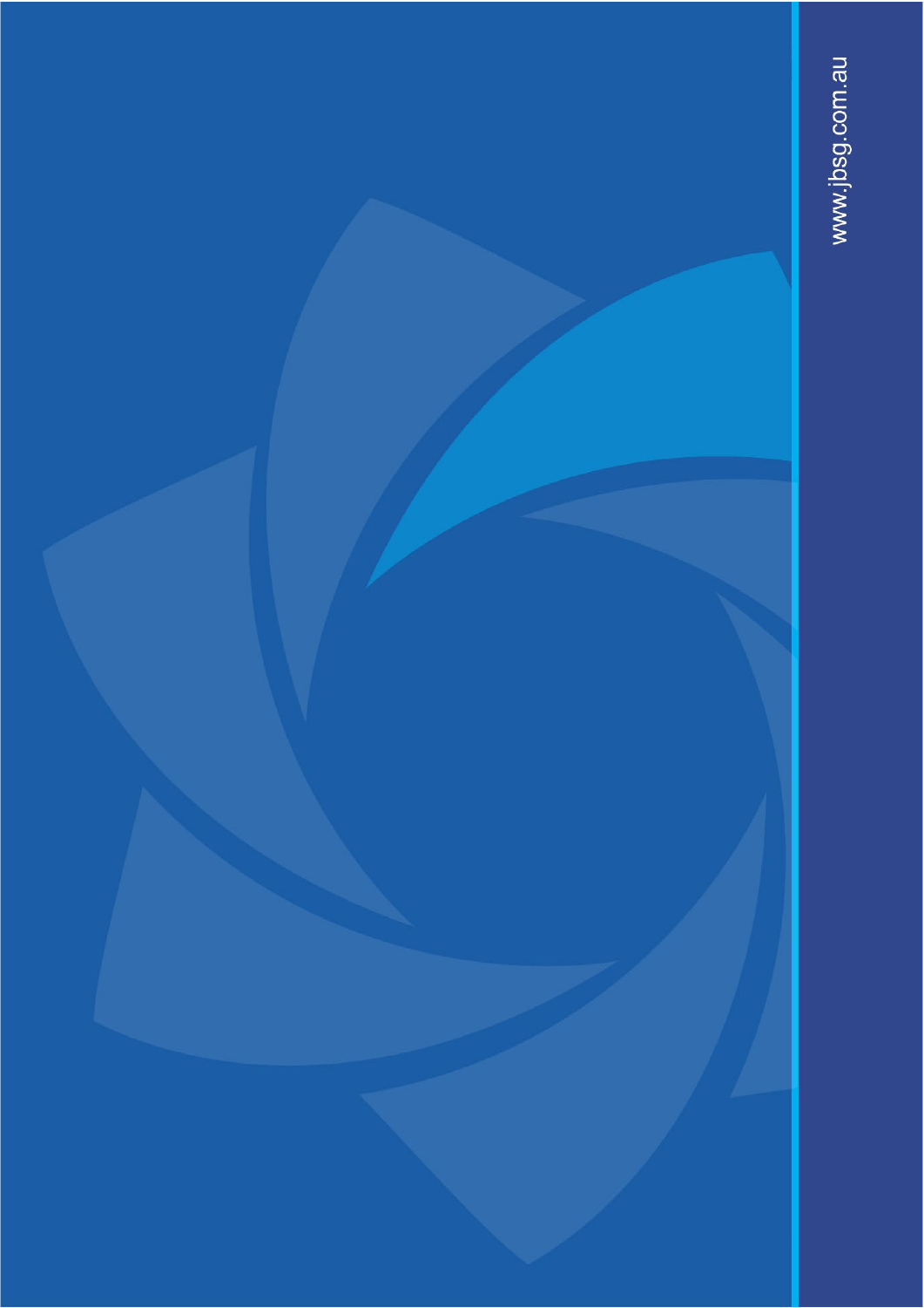www.jbsg.com.au